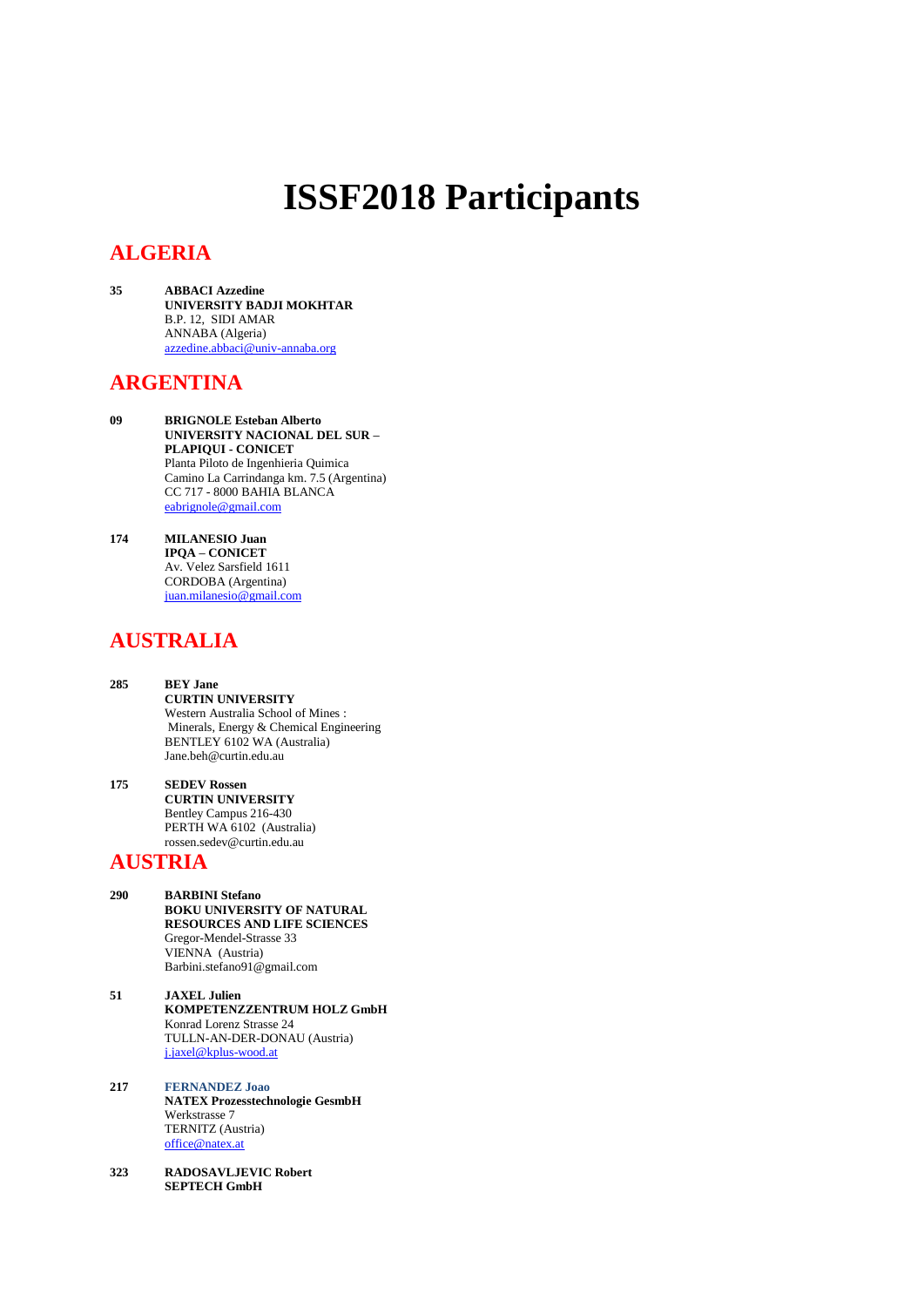# ISSF2018 Participants

## ALGERIA

**35** **ABBACI Azzedine**
**UNIVERSITY BADJI MOKHTAR**
B.P. 12, SIDI AMAR
ANNABA (Algeria)
azzedine.abbaci@univ-annaba.org

## ARGENTINA

**09** **BRIGNOLE Esteban Alberto**
**UNIVERSITY NACIONAL DEL SUR – PLAPIQUI - CONICET**
Planta Piloto de Ingenhieria Quimica
Camino La Carrindanga km. 7.5 (Argentina)
CC 717 - 8000 BAHIA BLANCA
eabrignole@gmail.com

**174** **MILANESIO Juan**
**IPQA – CONICET**
Av. Velez Sarsfield 1611
CORDOBA (Argentina)
juan.milanesio@gmail.com

## AUSTRALIA

**285** **BEY Jane**
**CURTIN UNIVERSITY**
Western Australia School of Mines :
Minerals, Energy & Chemical Engineering
BENTLEY 6102 WA (Australia)
Jane.beh@curtin.edu.au

**175** **SEDEV Rossen**
**CURTIN UNIVERSITY**
Bentley Campus 216-430
PERTH WA 6102 (Australia)
rossen.sedev@curtin.edu.au

## AUSTRIA

**290** **BARBINI Stefano**
**BOKU UNIVERSITY OF NATURAL RESOURCES AND LIFE SCIENCES**
Gregor-Mendel-Strasse 33
VIENNA (Austria)
Barbini.stefano91@gmail.com

**51** **JAXEL Julien**
**KOMPETENZZENTRUM HOLZ GmbH**
Konrad Lorenz Strasse 24
TULLN-AN-DER-DONAU (Austria)
j.jaxel@kplus-wood.at

**217** **FERNANDEZ Joao**
**NATEX Prozesstechnologie GesmbH**
Werkstrasse 7
TERNITZ (Austria)
office@natex.at

**323** **RADOSAVLJEVIC Robert**
**SEPTECH GmbH**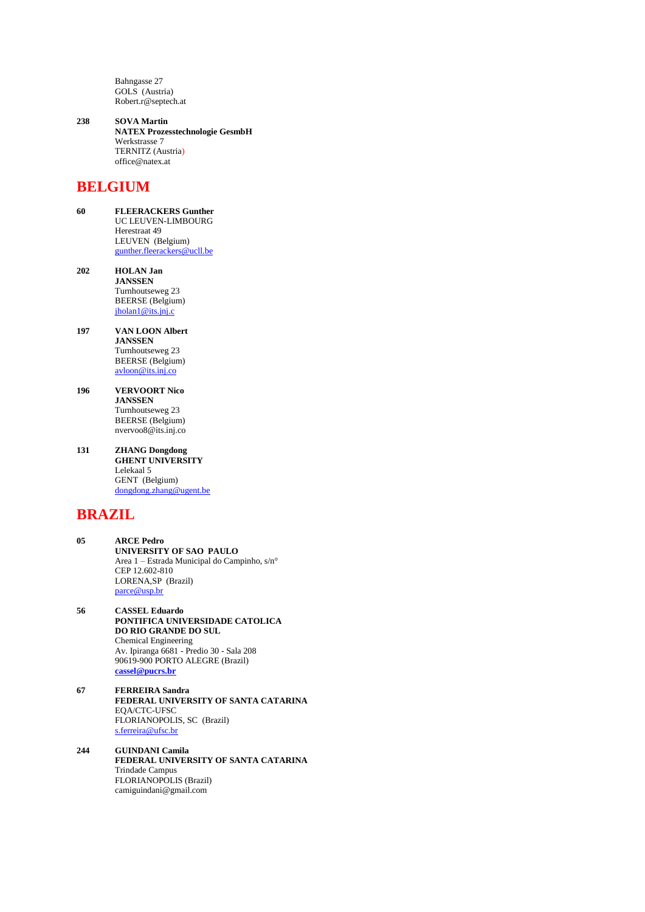Bahngasse 27
GOLS (Austria)
Robert.r@septech.at

**238** **SOVA Martin**
**NATEX Prozesstechnologie GesmbH**
Werkstrasse 7
TERNITZ (Austria)
office@natex.at

# BELGIUM

**60** **FLEERACKERS Gunther**
UC LEUVEN-LIMBOURG
Herestraat 49
LEUVEN (Belgium)
gunther.fleerackers@ucll.be

**202** **HOLAN Jan**
**JANSSEN**
Turnhoutseweg 23
BEERSE (Belgium)
jholan1@its.jnj.c

**197** **VAN LOON Albert**
**JANSSEN**
Turnhoutseweg 23
BEERSE (Belgium)
avloon@its.jnj.co

**196** **VERVOORT Nico**
**JANSSEN**
Turnhoutseweg 23
BEERSE (Belgium)
nvervoo8@its.jnj.co

**131** **ZHANG Dongdong**
**GHENT UNIVERSITY**
Lelekaal 5
GENT (Belgium)
dongdong.zhang@ugent.be

# BRAZIL

**05** **ARCE Pedro**
**UNIVERSITY OF SAO PAULO**
Area 1 – Estrada Municipal do Campinho, s/n°
CEP 12.602-810
LORENA,SP (Brazil)
parce@usp.br

**56** **CASSEL Eduardo**
**PONTIFICA UNIVERSIDADE CATOLICA DO RIO GRANDE DO SUL**
Chemical Engineering
Av. Ipiranga 6681 - Predio 30 - Sala 208
90619-900 PORTO ALEGRE (Brazil)
**cassel@pucrs.br**

**67** **FERREIRA Sandra**
**FEDERAL UNIVERSITY OF SANTA CATARINA**
EQA/CTC-UFSC
FLORIANOPOLIS, SC (Brazil)
s.ferreira@ufsc.br

**244** **GUINDANI Camila**
**FEDERAL UNIVERSITY OF SANTA CATARINA**
Trindade Campus
FLORIANOPOLIS (Brazil)
camiguindani@gmail.com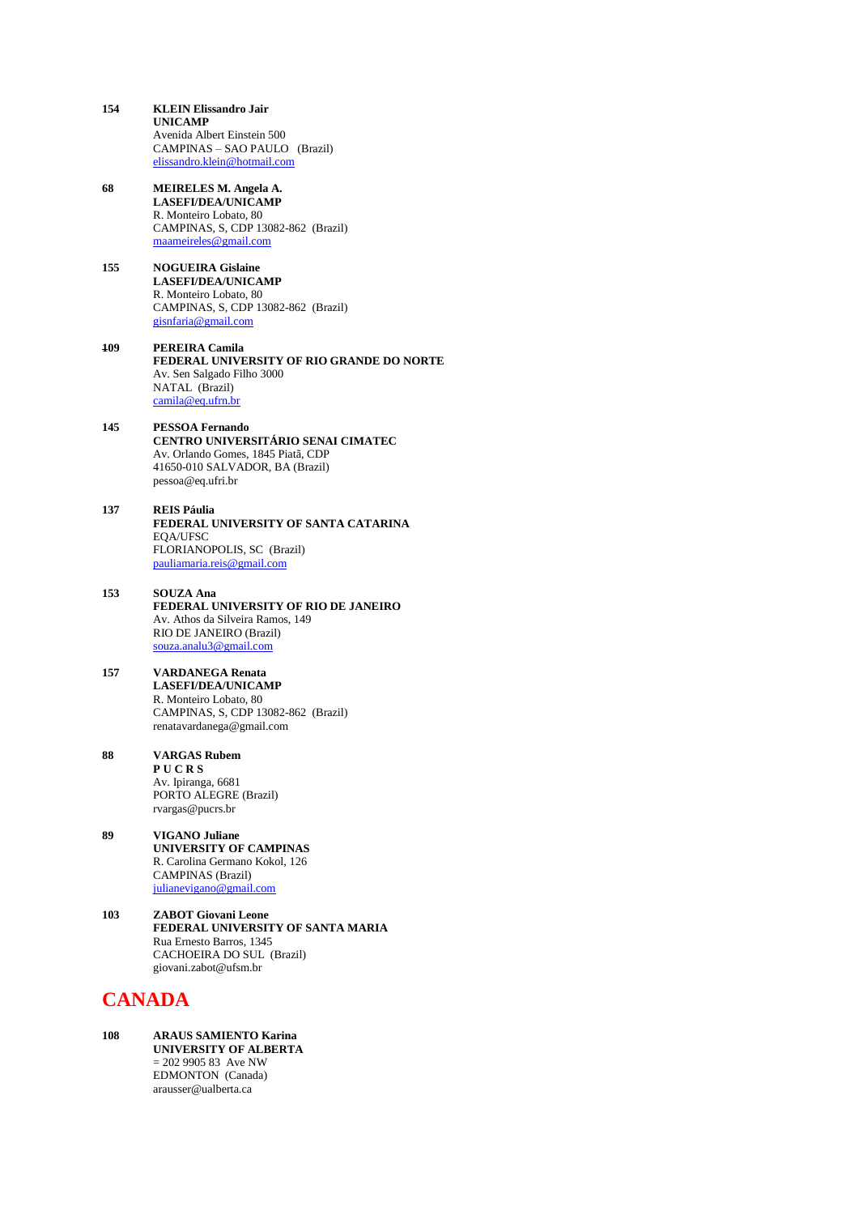**154** **KLEIN Elissandro Jair**
**UNICAMP**
Avenida Albert Einstein 500
CAMPINAS – SAO PAULO (Brazil)
elissandro.klein@hotmail.com

**68** **MEIRELES M. Angela A.**
**LASEFI/DEA/UNICAMP**
R. Monteiro Lobato, 80
CAMPINAS, S, CDP 13082-862 (Brazil)
maameireles@gmail.com

**155** **NOGUEIRA Gislaine**
**LASEFI/DEA/UNICAMP**
R. Monteiro Lobato, 80
CAMPINAS, S, CDP 13082-862 (Brazil)
gisnfaria@gmail.com

**109** **PEREIRA Camila**
**FEDERAL UNIVERSITY OF RIO GRANDE DO NORTE**
Av. Sen Salgado Filho 3000
NATAL (Brazil)
camila@eq.ufrn.br

**145** **PESSOA Fernando**
**CENTRO UNIVERSITÁRIO SENAI CIMATEC**
Av. Orlando Gomes, 1845 Piatã, CDP
41650-010 SALVADOR, BA (Brazil)
pessoa@eq.ufri.br

**137** **REIS Páulia**
**FEDERAL UNIVERSITY OF SANTA CATARINA**
EQA/UFSC
FLORIANOPOLIS, SC (Brazil)
pauliamaria.reis@gmail.com

**153** **SOUZA Ana**
**FEDERAL UNIVERSITY OF RIO DE JANEIRO**
Av. Athos da Silveira Ramos, 149
RIO DE JANEIRO (Brazil)
souza.analu3@gmail.com

**157** **VARDANEGA Renata**
**LASEFI/DEA/UNICAMP**
R. Monteiro Lobato, 80
CAMPINAS, S, CDP 13082-862 (Brazil)
renatavardanega@gmail.com

**88** **VARGAS Rubem**
**P U C R S**
Av. Ipiranga, 6681
PORTO ALEGRE (Brazil)
rvargas@pucrs.br

**89** **VIGANO Juliane**
**UNIVERSITY OF CAMPINAS**
R. Carolina Germano Kokol, 126
CAMPINAS (Brazil)
julianevigano@gmail.com

**103** **ZABOT Giovani Leone**
**FEDERAL UNIVERSITY OF SANTA MARIA**
Rua Ernesto Barros, 1345
CACHOEIRA DO SUL (Brazil)
giovani.zabot@ufsm.br

# CANADA

**108** **ARAUS SAMIENTO Karina**
**UNIVERSITY OF ALBERTA**
= 202 9905 83 Ave NW
EDMONTON (Canada)
arausser@ualberta.ca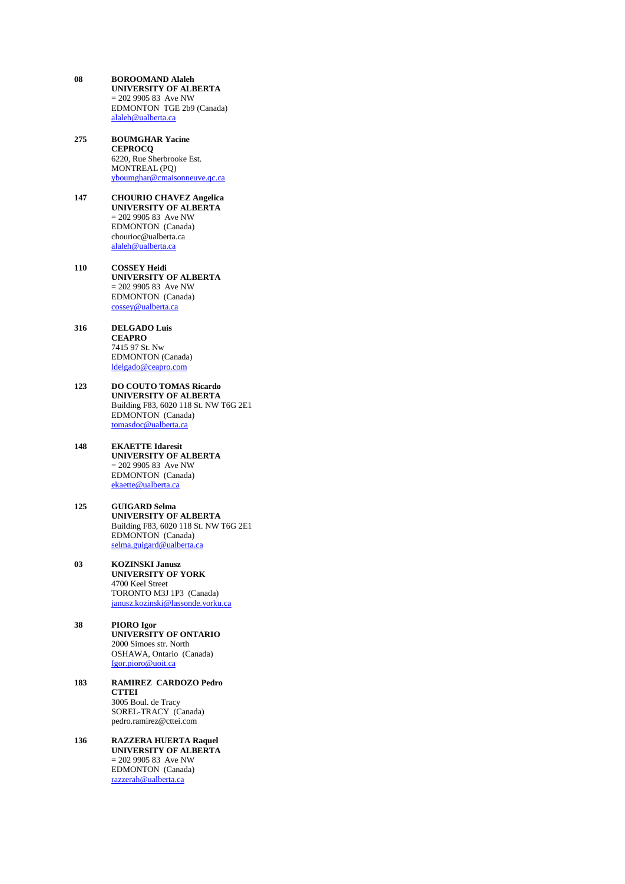**08** **BOROOMAND Alaleh**
**UNIVERSITY OF ALBERTA**
= 202 9905 83 Ave NW
EDMONTON TGE 2b9 (Canada)
alaleh@ualberta.ca

**275** **BOUMGHAR Yacine**
**CEPROCQ**
6220, Rue Sherbrooke Est.
MONTREAL (PQ)
yboumghar@cmaisonneuve.qc.ca

**147** **CHOURIO CHAVEZ Angelica**
**UNIVERSITY OF ALBERTA**
= 202 9905 83 Ave NW
EDMONTON (Canada)
chourioc@ualberta.ca
alaleh@ualberta.ca

**110** **COSSEY Heidi**
**UNIVERSITY OF ALBERTA**
= 202 9905 83 Ave NW
EDMONTON (Canada)
cossey@ualberta.ca

**316** **DELGADO Luis**
**CEAPRO**
7415 97 St. Nw
EDMONTON (Canada)
ldelgado@ceapro.com

**123** **DO COUTO TOMAS Ricardo**
**UNIVERSITY OF ALBERTA**
Building F83, 6020 118 St. NW T6G 2E1
EDMONTON (Canada)
tomasdoc@ualberta.ca

**148** **EKAETTE Idaresit**
**UNIVERSITY OF ALBERTA**
= 202 9905 83 Ave NW
EDMONTON (Canada)
ekaette@ualberta.ca

**125** **GUIGARD Selma**
**UNIVERSITY OF ALBERTA**
Building F83, 6020 118 St. NW T6G 2E1
EDMONTON (Canada)
selma.guigard@ualberta.ca

**03** **KOZINSKI Janusz**
**UNIVERSITY OF YORK**
4700 Keel Street
TORONTO M3J 1P3 (Canada)
janusz.kozinski@lassonde.yorku.ca

**38** **PIORO Igor**
**UNIVERSITY OF ONTARIO**
2000 Simoes str. North
OSHAWA, Ontario (Canada)
Igor.pioro@uoit.ca

**183** **RAMIREZ CARDOZO Pedro**
**CTTEI**
3005 Boul. de Tracy
SOREL-TRACY (Canada)
pedro.ramirez@cttei.com

**136** **RAZZERA HUERTA Raquel**
**UNIVERSITY OF ALBERTA**
= 202 9905 83 Ave NW
EDMONTON (Canada)
razzerah@ualberta.ca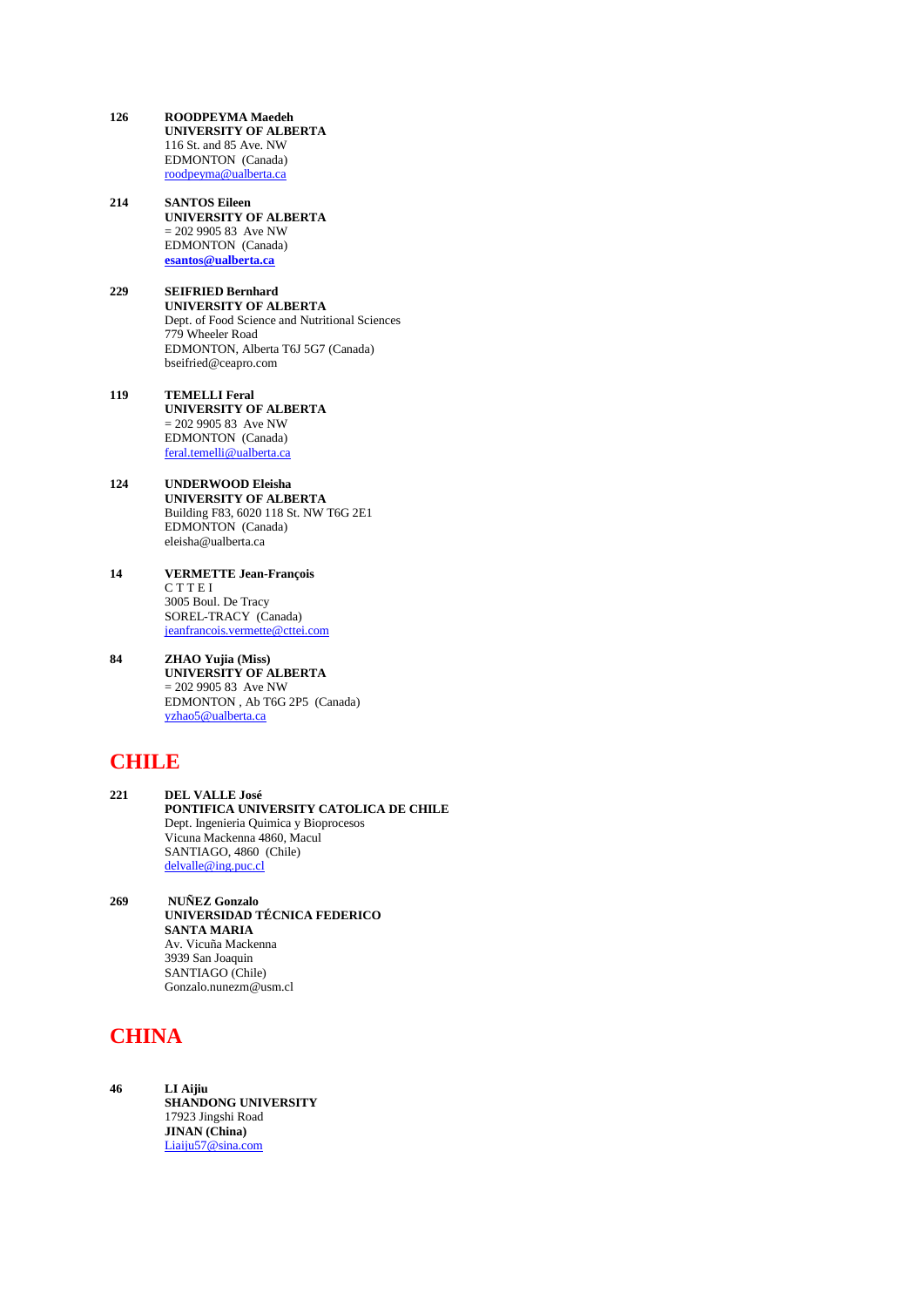**126** **ROODPEYMA Maedeh**
**UNIVERSITY OF ALBERTA**
116 St. and 85 Ave. NW
EDMONTON (Canada)
roodpeyma@ualberta.ca

**214** **SANTOS Eileen**
**UNIVERSITY OF ALBERTA**
= 202 9905 83 Ave NW
EDMONTON (Canada)
**esantos@ualberta.ca**

**229** **SEIFRIED Bernhard**
**UNIVERSITY OF ALBERTA**
Dept. of Food Science and Nutritional Sciences
779 Wheeler Road
EDMONTON, Alberta T6J 5G7 (Canada)
bseifried@ceapro.com

**119** **TEMELLI Feral**
**UNIVERSITY OF ALBERTA**
= 202 9905 83 Ave NW
EDMONTON (Canada)
feral.temelli@ualberta.ca

**124** **UNDERWOOD Eleisha**
**UNIVERSITY OF ALBERTA**
Building F83, 6020 118 St. NW T6G 2E1
EDMONTON (Canada)
eleisha@ualberta.ca

**14** **VERMETTE Jean-François**
C T T E I
3005 Boul. De Tracy
SOREL-TRACY (Canada)
jeanfrancois.vermette@cttei.com

**84** **ZHAO Yujia (Miss)**
**UNIVERSITY OF ALBERTA**
= 202 9905 83 Ave NW
EDMONTON , Ab T6G 2P5 (Canada)
yzhao5@ualberta.ca

## CHILE

**221** **DEL VALLE José**
**PONTIFICA UNIVERSITY CATOLICA DE CHILE**
Dept. Ingenieria Quimica y Bioprocesos
Vicuna Mackenna 4860, Macul
SANTIAGO, 4860 (Chile)
delvalle@ing.puc.cl

**269** **NUÑEZ Gonzalo**
**UNIVERSIDAD TÉCNICA FEDERICO SANTA MARIA**
Av. Vicuña Mackenna
3939 San Joaquin
SANTIAGO (Chile)
Gonzalo.nunezm@usm.cl

## CHINA

**46** **LI Aijiu**
**SHANDONG UNIVERSITY**
17923 Jingshi Road
**JINAN (China)**
Liaiju57@sina.com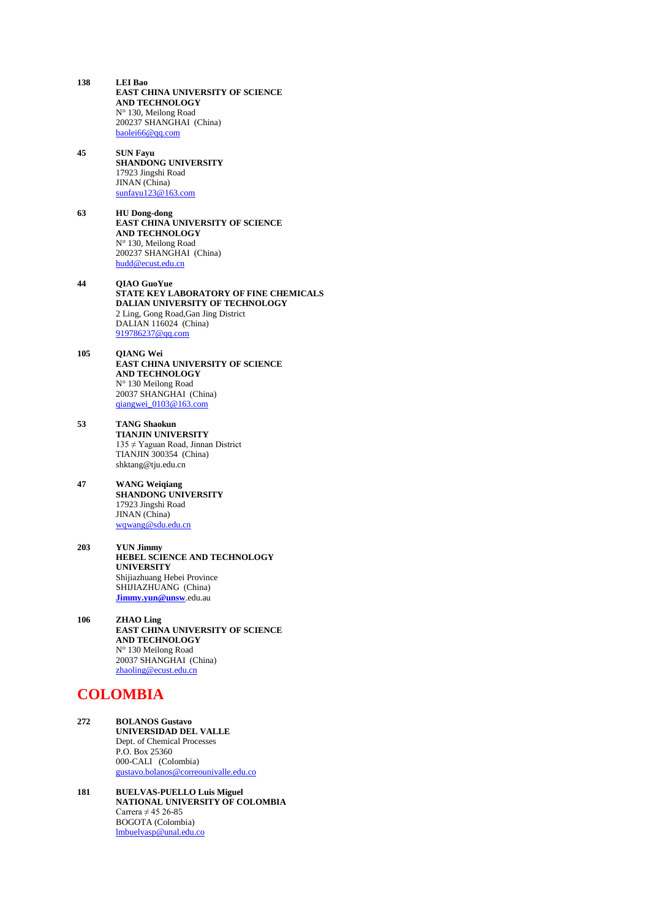**138** **LEI Bao**
**EAST CHINA UNIVERSITY OF SCIENCE AND TECHNOLOGY**
N° 130, Meilong Road
200237 SHANGHAI (China)
baolei66@qq.com

**45** **SUN Fayu**
**SHANDONG UNIVERSITY**
17923 Jingshi Road
JINAN (China)
sunfayu123@163.com

**63** **HU Dong-dong**
**EAST CHINA UNIVERSITY OF SCIENCE AND TECHNOLOGY**
N° 130, Meilong Road
200237 SHANGHAI (China)
hudd@ecust.edu.cn

**44** **QIAO GuoYue**
**STATE KEY LABORATORY OF FINE CHEMICALS**
**DALIAN UNIVERSITY OF TECHNOLOGY**
2 Ling, Gong Road,Gan Jing District
DALIAN 116024 (China)
919786237@qq.com

**105** **QIANG Wei**
**EAST CHINA UNIVERSITY OF SCIENCE AND TECHNOLOGY**
N° 130 Meilong Road
20037 SHANGHAI (China)
qiangwei_0103@163.com

**53** **TANG Shaokun**
**TIANJIN UNIVERSITY**
135 ≠ Yaguan Road, Jinnan District
TIANJIN 300354 (China)
shktang@tju.edu.cn

**47** **WANG Weiqiang**
**SHANDONG UNIVERSITY**
17923 Jingshi Road
JINAN (China)
wqwang@sdu.edu.cn

**203** **YUN Jimmy**
**HEBEL SCIENCE AND TECHNOLOGY UNIVERSITY**
Shijiazhuang Hebei Province
SHIJIAZHUANG (China)
**Jimmy.yun@unsw**.edu.au

**106** **ZHAO Ling**
**EAST CHINA UNIVERSITY OF SCIENCE AND TECHNOLOGY**
N° 130 Meilong Road
20037 SHANGHAI (China)
zhaoling@ecust.edu.cn

# COLOMBIA

**272** **BOLANOS Gustavo**
**UNIVERSIDAD DEL VALLE**
Dept. of Chemical Processes
P.O. Box 25360
000-CALI (Colombia)
gustavo.bolanos@correounivalle.edu.co

**181** **BUELVAS-PUELLO Luis Miguel**
**NATIONAL UNIVERSITY OF COLOMBIA**
Carrera ≠ 45 26-85
BOGOTA (Colombia)
lmbuelvasp@unal.edu.co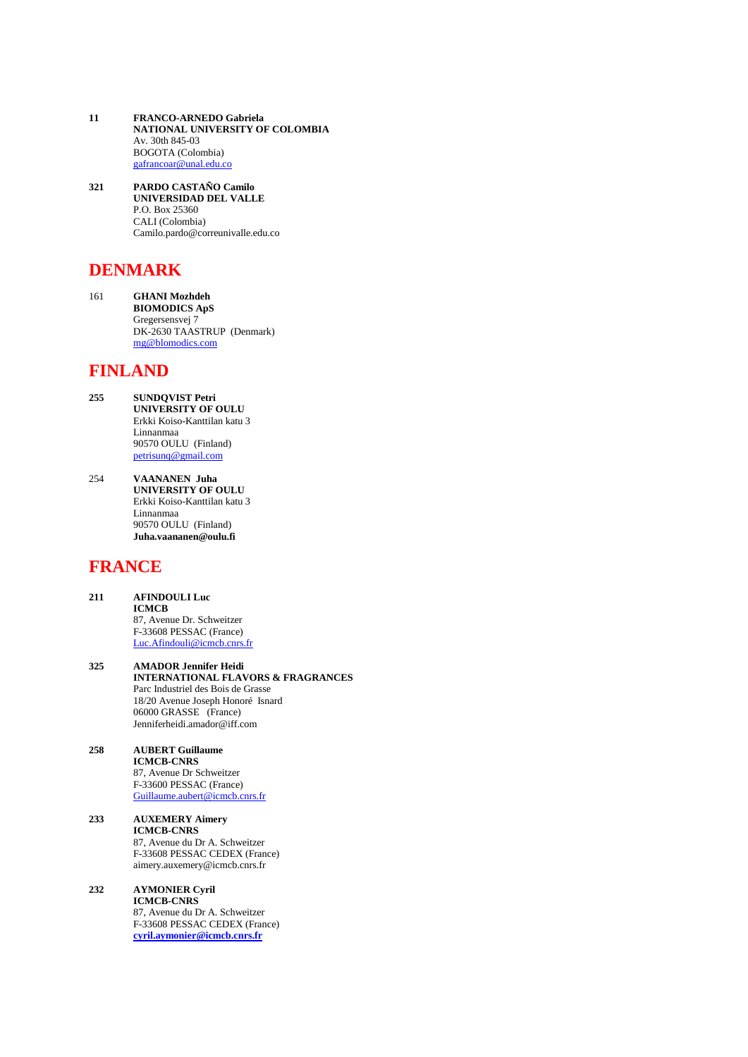**11** **FRANCO-ARNEDO Gabriela**
**NATIONAL UNIVERSITY OF COLOMBIA**
Av. 30th 845-03
BOGOTA (Colombia)
gafrancoar@unal.edu.co

**321** **PARDO CASTAÑO Camilo**
**UNIVERSIDAD DEL VALLE**
P.O. Box 25360
CALI (Colombia)
Camilo.pardo@correunivalle.edu.co

# DENMARK

161 **GHANI Mozhdeh**
**BIOMODICS ApS**
Gregersensvej 7
DK-2630 TAASTRUP (Denmark)
mg@blomodics.com

# FINLAND

**255** **SUNDQVIST Petri**
**UNIVERSITY OF OULU**
Erkki Koiso-Kanttilan katu 3
Linnanmaa
90570 OULU (Finland)
petrisunq@gmail.com

254 **VAANANEN Juha**
**UNIVERSITY OF OULU**
Erkki Koiso-Kanttilan katu 3
Linnanmaa
90570 OULU (Finland)
**Juha.vaananen@oulu.fi**

# FRANCE

**211** **AFINDOULI Luc**
**ICMCB**
87, Avenue Dr. Schweitzer
F-33608 PESSAC (France)
Luc.Afindouli@icmcb.cnrs.fr

**325** **AMADOR Jennifer Heidi**
**INTERNATIONAL FLAVORS & FRAGRANCES**
Parc Industriel des Bois de Grasse
18/20 Avenue Joseph Honoré Isnard
06000 GRASSE (France)
Jenniferheidi.amador@iff.com

**258** **AUBERT Guillaume**
**ICMCB-CNRS**
87, Avenue Dr Schweitzer
F-33600 PESSAC (France)
Guillaume.aubert@icmcb.cnrs.fr

**233** **AUXEMERY Aimery**
**ICMCB-CNRS**
87, Avenue du Dr A. Schweitzer
F-33608 PESSAC CEDEX (France)
aimery.auxemery@icmcb.cnrs.fr

**232** **AYMONIER Cyril**
**ICMCB-CNRS**
87, Avenue du Dr A. Schweitzer
F-33608 PESSAC CEDEX (France)
**cyril.aymonier@icmcb.cnrs.fr**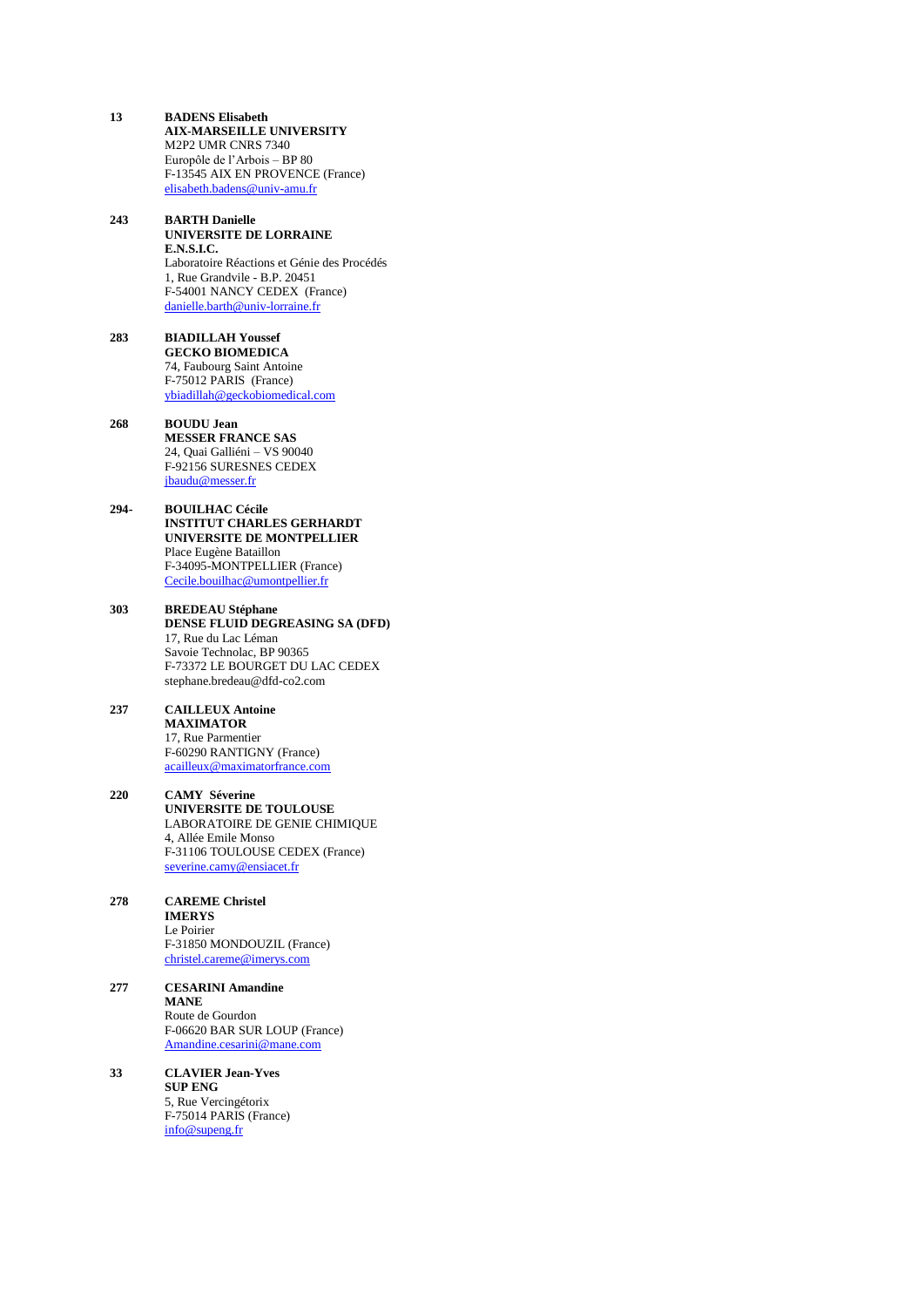**13** **BADENS Elisabeth**
**AIX-MARSEILLE UNIVERSITY**
M2P2 UMR CNRS 7340
Europôle de l'Arbois – BP 80
F-13545 AIX EN PROVENCE (France)
elisabeth.badens@univ-amu.fr

**243** **BARTH Danielle**
**UNIVERSITE DE LORRAINE**
**E.N.S.I.C.**
Laboratoire Réactions et Génie des Procédés
1, Rue Grandvile - B.P. 20451
F-54001 NANCY CEDEX (France)
danielle.barth@univ-lorraine.fr

**283** **BIADILLAH Youssef**
**GECKO BIOMEDICA**
74, Faubourg Saint Antoine
F-75012 PARIS (France)
ybiadillah@geckobiomedical.com

**268** **BOUDU Jean**
**MESSER FRANCE SAS**
24, Quai Galliéni – VS 90040
F-92156 SURESNES CEDEX
jbaudu@messer.fr

**294-** **BOUILHAC Cécile**
**INSTITUT CHARLES GERHARDT**
**UNIVERSITE DE MONTPELLIER**
Place Eugène Bataillon
F-34095-MONTPELLIER (France)
Cecile.bouilhac@umontpellier.fr

**303** **BREDEAU Stéphane**
**DENSE FLUID DEGREASING SA (DFD)**
17, Rue du Lac Léman
Savoie Technolac, BP 90365
F-73372 LE BOURGET DU LAC CEDEX
stephane.bredeau@dfd-co2.com

**237** **CAILLEUX Antoine**
**MAXIMATOR**
17, Rue Parmentier
F-60290 RANTIGNY (France)
acailleux@maximatorfrance.com

**220** **CAMY Séverine**
**UNIVERSITE DE TOULOUSE**
LABORATOIRE DE GENIE CHIMIQUE
4, Allée Emile Monso
F-31106 TOULOUSE CEDEX (France)
severine.camy@ensiacet.fr

**278** **CAREME Christel**
**IMERYS**
Le Poirier
F-31850 MONDOUZIL (France)
christel.careme@imerys.com

**277** **CESARINI Amandine**
**MANE**
Route de Gourdon
F-06620 BAR SUR LOUP (France)
Amandine.cesarini@mane.com

**33** **CLAVIER Jean-Yves**
**SUP ENG**
5, Rue Vercingétorix
F-75014 PARIS (France)
info@supeng.fr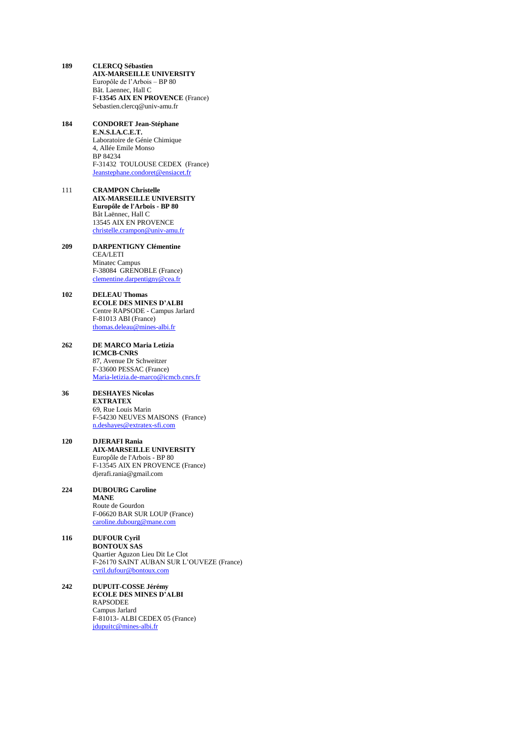**189** **CLERCQ Sébastien**
**AIX-MARSEILLE UNIVERSITY**
Europôle de l'Arbois – BP 80
Bât. Laennec, Hall C
F-**13545 AIX EN PROVENCE** (France)
Sebastien.clercq@univ-amu.fr

**184** **CONDORET Jean-Stéphane**
**E.N.S.I.A.C.E.T.**
Laboratoire de Génie Chimique
4, Allée Emile Monso
BP 84234
F-31432 TOULOUSE CEDEX (France)
Jeanstephane.condoret@ensiacet.fr

111 **CRAMPON Christelle**
**AIX-MARSEILLE UNIVERSITY**
**Europôle de l'Arbois - BP 80**
Bât Laënnec, Hall C
13545 AIX EN PROVENCE
christelle.crampon@univ-amu.fr

**209** **DARPENTIGNY Clémentine**
CEA/LETI
Minatec Campus
F-38084 GRENOBLE (France)
clementine.darpentigny@cea.fr

**102** **DELEAU Thomas**
**ECOLE DES MINES D'ALBI**
Centre RAPSODE - Campus Jarlard
F-81013 ABI (France)
thomas.deleau@mines-albi.fr

**262** **DE MARCO Maria Letizia**
**ICMCB-CNRS**
87, Avenue Dr Schweitzer
F-33600 PESSAC (France)
Maria-letizia.de-marco@icmcb.cnrs.fr

**36** **DESHAYES Nicolas**
**EXTRATEX**
69, Rue Louis Marin
F-54230 NEUVES MAISONS (France)
n.deshayes@extratex-sfi.com

**120** **DJERAFI Rania**
**AIX-MARSEILLE UNIVERSITY**
Europôle de l'Arbois - BP 80
F-13545 AIX EN PROVENCE (France)
djerafi.rania@gmail.com

**224** **DUBOURG Caroline**
**MANE**
Route de Gourdon
F-06620 BAR SUR LOUP (France)
caroline.dubourg@mane.com

**116** **DUFOUR Cyril**
**BONTOUX SAS**
Quartier Aguzon Lieu Dit Le Clot
F-26170 SAINT AUBAN SUR L'OUVEZE (France)
cyril.dufour@bontoux.com

**242** **DUPUIT-COSSE Jérémy**
**ECOLE DES MINES D'ALBI**
RAPSODEE
Campus Jarlard
F-81013- ALBI CEDEX 05 (France)
jdupuitc@mines-albi.fr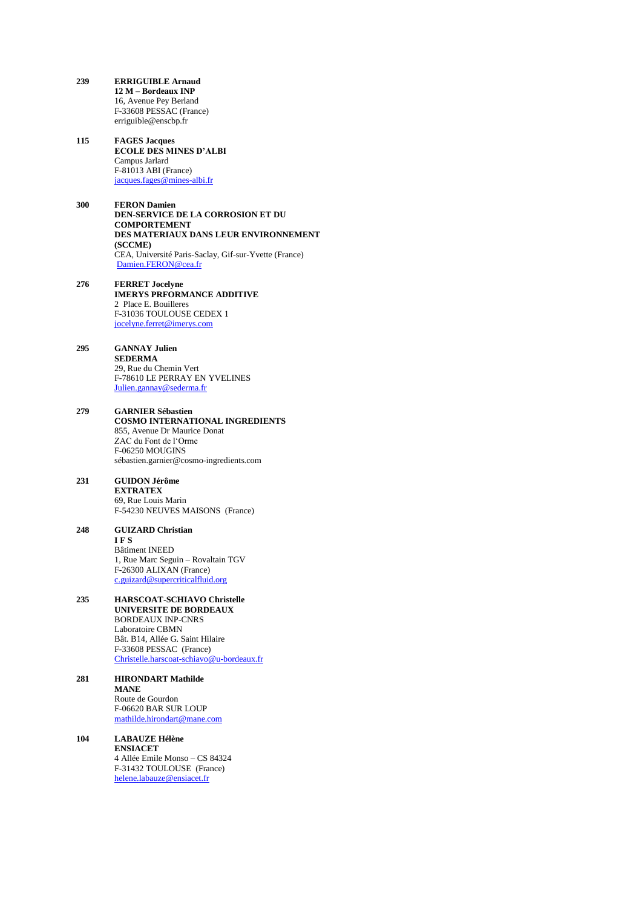**239** **ERRIGUIBLE Arnaud**
**12 M – Bordeaux INP**
16, Avenue Pey Berland
F-33608 PESSAC (France)
erriguible@enscbp.fr

**115** **FAGES Jacques**
**ECOLE DES MINES D'ALBI**
Campus Jarlard
F-81013 ABI (France)
jacques.fages@mines-albi.fr

**300** **FERON Damien**
**DEN-SERVICE DE LA CORROSION ET DU COMPORTEMENT DES MATERIAUX DANS LEUR ENVIRONNEMENT (SCCME)**
CEA, Université Paris-Saclay, Gif-sur-Yvette (France)
Damien.FERON@cea.fr

**276** **FERRET Jocelyne**
**IMERYS PRFORMANCE ADDITIVE**
2 Place E. Bouilleres
F-31036 TOULOUSE CEDEX 1
jocelyne.ferret@imerys.com

**295** **GANNAY Julien**
**SEDERMA**
29, Rue du Chemin Vert
F-78610 LE PERRAY EN YVELINES
Julien.gannay@sederma.fr

**279** **GARNIER Sébastien**
**COSMO INTERNATIONAL INGREDIENTS**
855, Avenue Dr Maurice Donat
ZAC du Font de l'Orme
F-06250 MOUGINS
sébastien.garnier@cosmo-ingredients.com

**231** **GUIDON Jérôme**
**EXTRATEX**
69, Rue Louis Marin
F-54230 NEUVES MAISONS (France)

**248** **GUIZARD Christian**
**I F S**
Bâtiment INEED
1, Rue Marc Seguin – Rovaltain TGV
F-26300 ALIXAN (France)
c.guizard@supercriticalfluid.org

**235** **HARSCOAT-SCHIAVO Christelle**
**UNIVERSITE DE BORDEAUX**
BORDEAUX INP-CNRS
Laboratoire CBMN
Bât. B14, Allée G. Saint Hilaire
F-33608 PESSAC (France)
Christelle.harscoat-schiavo@u-bordeaux.fr

**281** **HIRONDART Mathilde**
**MANE**
Route de Gourdon
F-06620 BAR SUR LOUP
mathilde.hirondart@mane.com

**104** **LABAUZE Hélène**
**ENSIACET**
4 Allée Emile Monso – CS 84324
F-31432 TOULOUSE (France)
helene.labauze@ensiacet.fr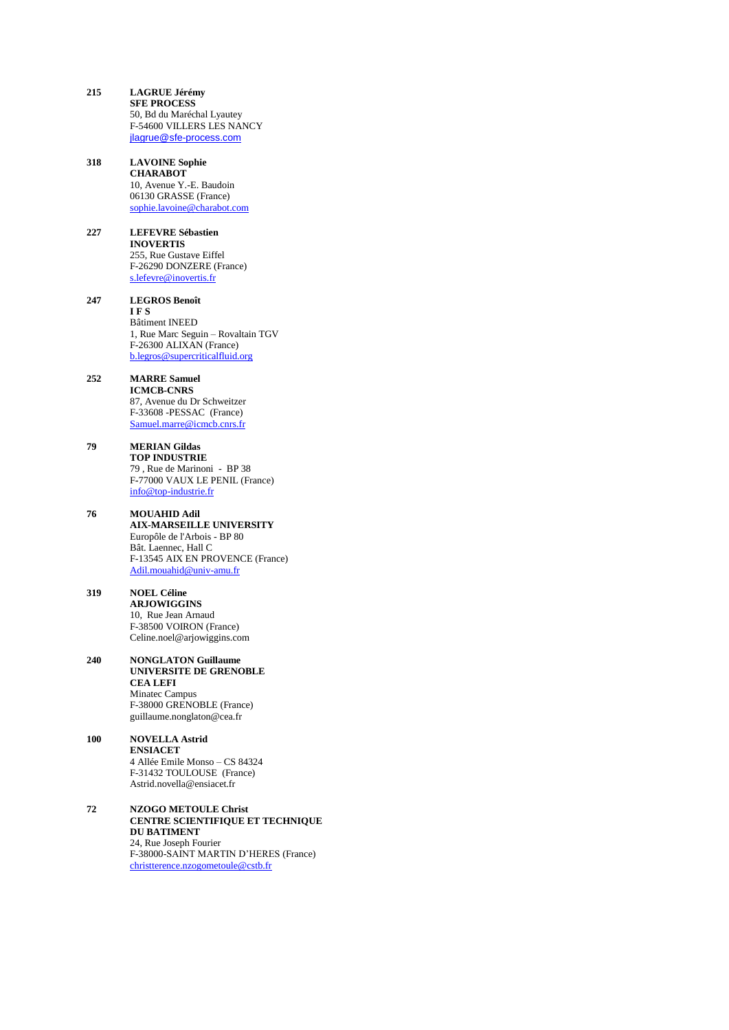**215** **LAGRUE Jérémy**
**SFE PROCESS**
50, Bd du Maréchal Lyautey
F-54600 VILLERS LES NANCY
jlagrue@sfe-process.com

**318** **LAVOINE Sophie**
**CHARABOT**
10, Avenue Y.-E. Baudoin
06130 GRASSE (France)
sophie.lavoine@charabot.com

**227** **LEFEVRE Sébastien**
**INOVERTIS**
255, Rue Gustave Eiffel
F-26290 DONZERE (France)
s.lefevre@inovertis.fr

**247** **LEGROS Benoît**
**I F S**
Bâtiment INEED
1, Rue Marc Seguin – Rovaltain TGV
F-26300 ALIXAN (France)
b.legros@supercriticalfluid.org

**252** **MARRE Samuel**
**ICMCB-CNRS**
87, Avenue du Dr Schweitzer
F-33608 -PESSAC (France)
Samuel.marre@icmcb.cnrs.fr

**79** **MERIAN Gildas**
**TOP INDUSTRIE**
79 , Rue de Marinoni - BP 38
F-77000 VAUX LE PENIL (France)
info@top-industrie.fr

**76** **MOUAHID Adil**
**AIX-MARSEILLE UNIVERSITY**
Europôle de l'Arbois - BP 80
Bât. Laennec, Hall C
F-13545 AIX EN PROVENCE (France)
Adil.mouahid@univ-amu.fr

**319** **NOEL Céline**
**ARJOWIGGINS**
10, Rue Jean Arnaud
F-38500 VOIRON (France)
Celine.noel@arjowiggins.com

**240** **NONGLATON Guillaume**
**UNIVERSITE DE GRENOBLE**
**CEA LEFI**
Minatec Campus
F-38000 GRENOBLE (France)
guillaume.nonglaton@cea.fr

**100** **NOVELLA Astrid**
**ENSIACET**
4 Allée Emile Monso – CS 84324
F-31432 TOULOUSE (France)
Astrid.novella@ensiacet.fr

**72** **NZOGO METOULE Christ**
**CENTRE SCIENTIFIQUE ET TECHNIQUE DU BATIMENT**
24, Rue Joseph Fourier
F-38000-SAINT MARTIN D'HERES (France)
christterence.nzogometoule@cstb.fr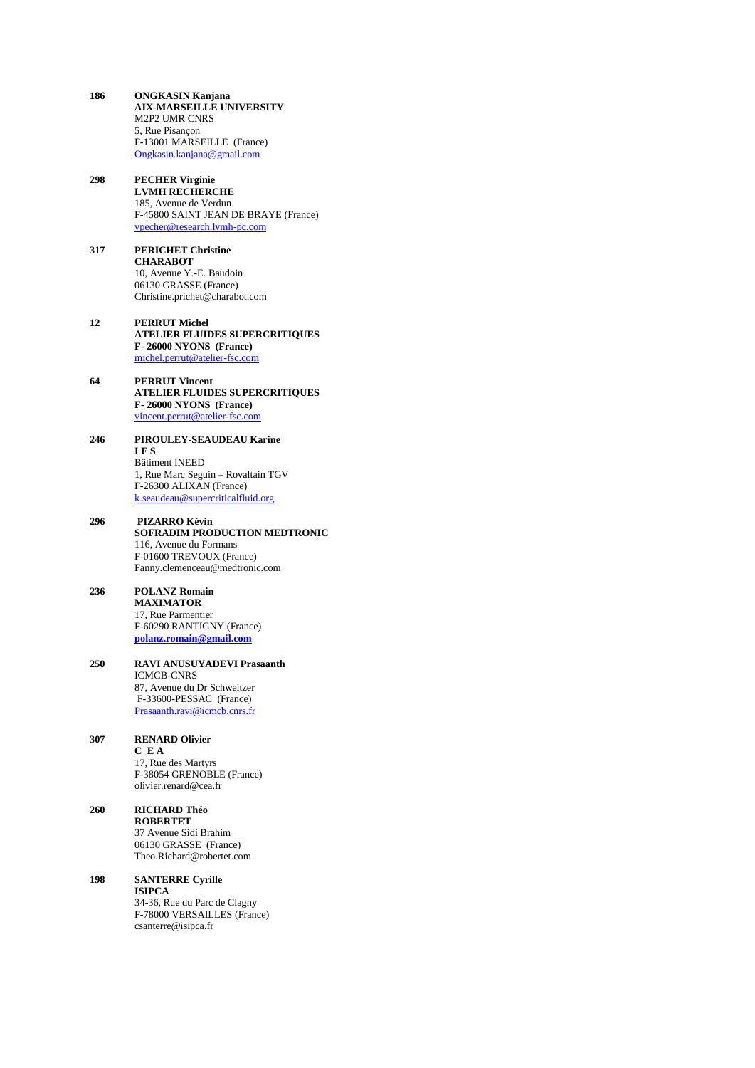**186** **ONGKASIN Kanjana**
**AIX-MARSEILLE UNIVERSITY**
M2P2 UMR CNRS
5, Rue Pisançon
F-13001 MARSEILLE (France)
Ongkasin.kanjana@gmail.com

**298** **PECHER Virginie**
**LVMH RECHERCHE**
185, Avenue de Verdun
F-45800 SAINT JEAN DE BRAYE (France)
vpecher@research.lvmh-pc.com

**317** **PERICHET Christine**
**CHARABOT**
10, Avenue Y.-E. Baudoin
06130 GRASSE (France)
Christine.prichet@charabot.com

**12** **PERRUT Michel**
**ATELIER FLUIDES SUPERCRITIQUES**
**F- 26000 NYONS (France)**
michel.perrut@atelier-fsc.com

**64** **PERRUT Vincent**
**ATELIER FLUIDES SUPERCRITIQUES**
**F- 26000 NYONS (France)**
vincent.perrut@atelier-fsc.com

**246** **PIROULEY-SEAUDEAU Karine**
**I F S**
Bâtiment INEED
1, Rue Marc Seguin – Rovaltain TGV
F-26300 ALIXAN (France)
k.seaudeau@supercriticalfluid.org

**296** **PIZARRO Kévin**
**SOFRADIM PRODUCTION MEDTRONIC**
116, Avenue du Formans
F-01600 TREVOUX (France)
Fanny.clemenceau@medtronic.com

**236** **POLANZ Romain**
**MAXIMATOR**
17, Rue Parmentier
F-60290 RANTIGNY (France)
**polanz.romain@gmail.com**

**250** **RAVI ANUSUYADEVI Prasaanth**
ICMCB-CNRS
87, Avenue du Dr Schweitzer
F-33600-PESSAC (France)
Prasaanth.ravi@icmcb.cnrs.fr

**307** **RENARD Olivier**
**C E A**
17, Rue des Martyrs
F-38054 GRENOBLE (France)
olivier.renard@cea.fr

**260** **RICHARD Théo**
**ROBERTET**
37 Avenue Sidi Brahim
06130 GRASSE (France)
Theo.Richard@robertet.com

**198** **SANTERRE Cyrille**
**ISIPCA**
34-36, Rue du Parc de Clagny
F-78000 VERSAILLES (France)
csanterre@isipca.fr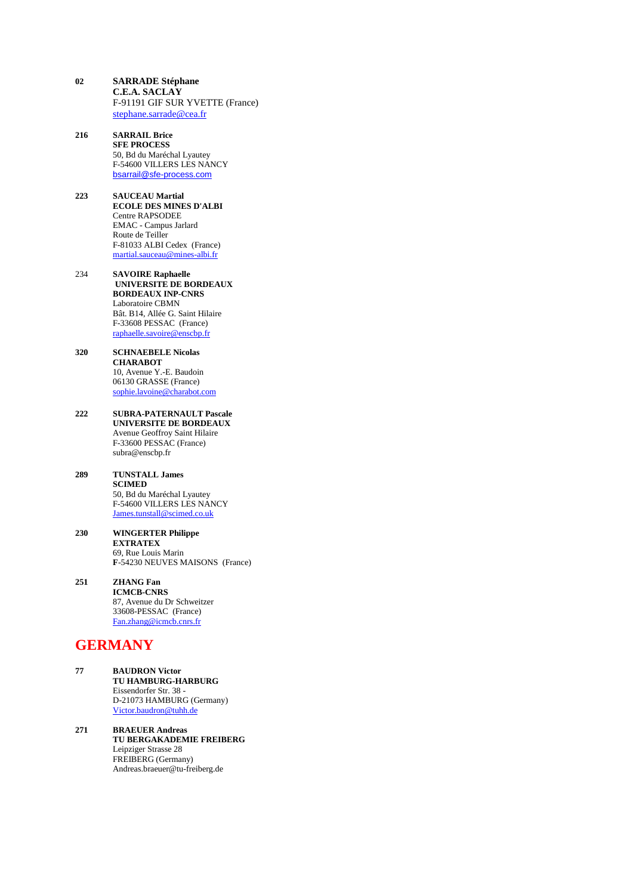**02** **SARRADE Stéphane**
**C.E.A. SACLAY**
F-91191 GIF SUR YVETTE (France)
stephane.sarrade@cea.fr

**216** **SARRAIL Brice**
**SFE PROCESS**
50, Bd du Maréchal Lyautey
F-54600 VILLERS LES NANCY
bsarrail@sfe-process.com

**223** **SAUCEAU Martial**
**ECOLE DES MINES D'ALBI**
Centre RAPSODEE
EMAC - Campus Jarlard
Route de Teiller
F-81033 ALBI Cedex (France)
martial.sauceau@mines-albi.fr

234 **SAVOIRE Raphaelle**
**UNIVERSITE DE BORDEAUX**
**BORDEAUX INP-CNRS**
Laboratoire CBMN
Bât. B14, Allée G. Saint Hilaire
F-33608 PESSAC (France)
raphaelle.savoire@enscbp.fr

**320** **SCHNAEBELE Nicolas**
**CHARABOT**
10, Avenue Y.-E. Baudoin
06130 GRASSE (France)
sophie.lavoine@charabot.com

**222** **SUBRA-PATERNAULT Pascale**
**UNIVERSITE DE BORDEAUX**
Avenue Geoffroy Saint Hilaire
F-33600 PESSAC (France)
subra@enscbp.fr

**289** **TUNSTALL James**
**SCIMED**
50, Bd du Maréchal Lyautey
F-54600 VILLERS LES NANCY
James.tunstall@scimed.co.uk

**230** **WINGERTER Philippe**
**EXTRATEX**
69, Rue Louis Marin
**F**-54230 NEUVES MAISONS (France)

**251** **ZHANG Fan**
**ICMCB-CNRS**
87, Avenue du Dr Schweitzer
33608-PESSAC (France)
Fan.zhang@icmcb.cnrs.fr

## GERMANY

**77** **BAUDRON Victor**
**TU HAMBURG-HARBURG**
Eissendorfer Str. 38 -
D-21073 HAMBURG (Germany)
Victor.baudron@tuhh.de

**271** **BRAEUER Andreas**
**TU BERGAKADEMIE FREIBERG**
Leipziger Strasse 28
FREIBERG (Germany)
Andreas.braeuer@tu-freiberg.de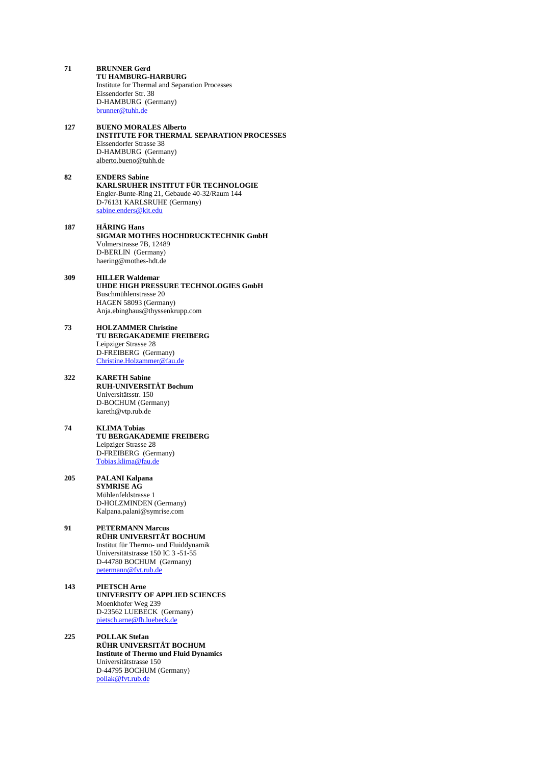**71** **BRUNNER Gerd**
**TU HAMBURG-HARBURG**
Institute for Thermal and Separation Processes
Eissendorfer Str. 38
D-HAMBURG (Germany)
brunner@tuhh.de

**127** **BUENO MORALES Alberto**
**INSTITUTE FOR THERMAL SEPARATION PROCESSES**
Eissendorfer Strasse 38
D-HAMBURG (Germany)
alberto.bueno@tuhh.de

**82** **ENDERS Sabine**
**KARLSRUHER INSTITUT FÜR TECHNOLOGIE**
Engler-Bunte-Ring 21, Gebaude 40-32/Raum 144
D-76131 KARLSRUHE (Germany)
sabine.enders@kit.edu

**187** **HÄRING Hans**
**SIGMAR MOTHES HOCHDRUCKTECHNIK GmbH**
Volmerstrasse 7B, 12489
D-BERLIN (Germany)
haering@mothes-hdt.de

**309** **HILLER Waldemar**
**UHDE HIGH PRESSURE TECHNOLOGIES GmbH**
Buschmühlenstrasse 20
HAGEN 58093 (Germany)
Anja.ebinghaus@thyssenkrupp.com

**73** **HOLZAMMER Christine**
**TU BERGAKADEMIE FREIBERG**
Leipziger Strasse 28
D-FREIBERG (Germany)
Christine.Holzammer@fau.de

**322** **KARETH Sabine**
**RUH-UNIVERSITÄT Bochum**
Universitätsstr. 150
D-BOCHUM (Germany)
kareth@vtp.rub.de

**74** **KLIMA Tobias**
**TU BERGAKADEMIE FREIBERG**
Leipziger Strasse 28
D-FREIBERG (Germany)
Tobias.klima@fau.de

**205** **PALANI Kalpana**
**SYMRISE AG**
Mühlenfeldstrasse 1
D-HOLZMINDEN (Germany)
Kalpana.palani@symrise.com

**91** **PETERMANN Marcus**
**RÜHR UNIVERSITÄT BOCHUM**
Institut für Thermo- und Fluiddynamik
Universitätstrasse 150 IC 3 -51-55
D-44780 BOCHUM (Germany)
petermann@fvt.rub.de

**143** **PIETSCH Arne**
**UNIVERSITY OF APPLIED SCIENCES**
Moenkhofer Weg 239
D-23562 LUEBECK (Germany)
pietsch.arne@fh.luebeck.de

**225** **POLLAK Stefan**
**RÜHR UNIVERSITÄT BOCHUM**
**Institute of Thermo und Fluid Dynamics**
Universitätstrasse 150
D-44795 BOCHUM (Germany)
pollak@fvt.rub.de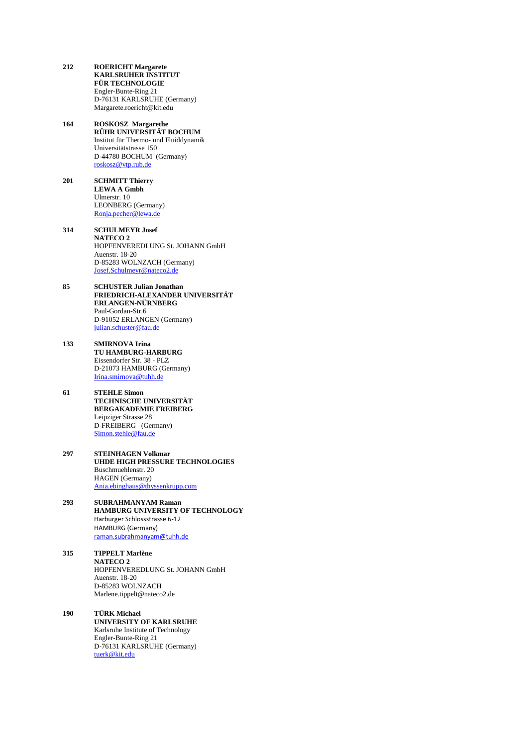**212** **ROERICHT Margarete**
**KARLSRUHER INSTITUT FÜR TECHNOLOGIE**
Engler-Bunte-Ring 21
D-76131 KARLSRUHE (Germany)
Margarete.roericht@kit.edu

**164** **ROSKOSZ Margarethe**
**RÜHR UNIVERSITÄT BOCHUM**
Institut für Thermo- und Fluiddynamik
Universitätstrasse 150
D-44780 BOCHUM (Germany)
roskosz@vtp.rub.de

**201** **SCHMITT Thierry**
**LEWA A Gmbh**
Ulmerstr. 10
LEONBERG (Germany)
Ronja.pecher@lewa.de

**314** **SCHULMEYR Josef**
**NATECO 2**
HOPFENVEREDLUNG St. JOHANN GmbH
Auenstr. 18-20
D-85283 WOLNZACH (Germany)
Josef.Schulmeyr@nateco2.de

**85** **SCHUSTER Julian Jonathan**
**FRIEDRICH-ALEXANDER UNIVERSITÄT ERLANGEN-NÜRNBERG**
Paul-Gordan-Str.6
D-91052 ERLANGEN (Germany)
julian.schuster@fau.de

**133** **SMIRNOVA Irina**
**TU HAMBURG-HARBURG**
Eissendorfer Str. 38 - PLZ
D-21073 HAMBURG (Germany)
Irina.smirnova@tuhh.de

**61** **STEHLE Simon**
**TECHNISCHE UNIVERSITÄT BERGAKADEMIE FREIBERG**
Leipziger Strasse 28
D-FREIBERG (Germany)
Simon.stehle@fau.de

**297** **STEINHAGEN Volkmar**
**UHDE HIGH PRESSURE TECHNOLOGIES**
Buschmuehlenstr. 20
HAGEN (Germany)
Ania.ebinghaus@thyssenkrupp.com

**293** **SUBRAHMANYAM Raman**
**HAMBURG UNIVERSITY OF TECHNOLOGY**
Harburger Schlossstrasse 6-12
HAMBURG (Germany)
raman.subrahmanyam@tuhh.de

**315** **TIPPELT Marlène**
**NATECO 2**
HOPFENVEREDLUNG St. JOHANN GmbH
Auenstr. 18-20
D-85283 WOLNZACH
Marlene.tippelt@nateco2.de

**190** **TÜRK Michael**
**UNIVERSITY OF KARLSRUHE**
Karlsruhe Institute of Technology
Engler-Bunte-Ring 21
D-76131 KARLSRUHE (Germany)
tuerk@kit.edu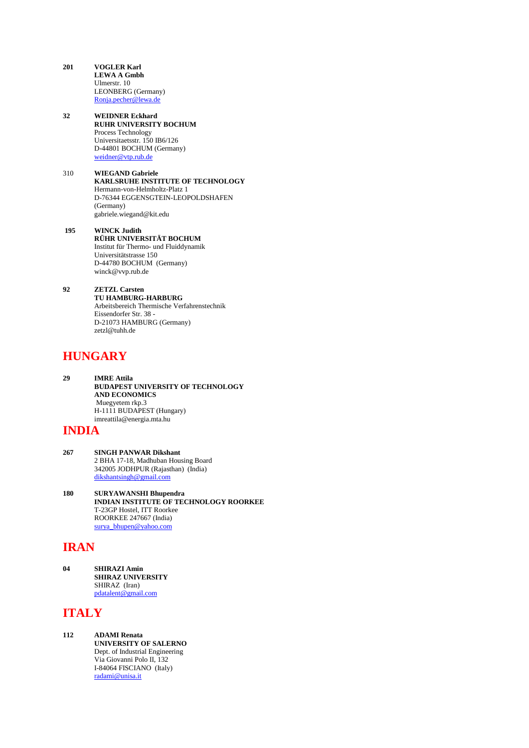**201** **VOGLER Karl**
**LEWA A Gmbh**
Ulmerstr. 10
LEONBERG (Germany)
Ronja.pecher@lewa.de

**32** **WEIDNER Eckhard**
**RUHR UNIVERSITY BOCHUM**
Process Technology
Universitaetsstr. 150 IB6/126
D-44801 BOCHUM (Germany)
weidner@vtp.rub.de

310 **WIEGAND Gabriele**
**KARLSRUHE INSTITUTE OF TECHNOLOGY**
Hermann-von-Helmholtz-Platz 1
D-76344 EGGENSGTEIN-LEOPOLDSHAFEN (Germany)
gabriele.wiegand@kit.edu

**195** **WINCK Judith**
**RÜHR UNIVERSITÄT BOCHUM**
Institut für Thermo- und Fluiddynamik
Universitätstrasse 150
D-44780 BOCHUM (Germany)
winck@vvp.rub.de

**92** **ZETZL Carsten**
**TU HAMBURG-HARBURG**
Arbeitsbereich Thermische Verfahrenstechnik
Eissendorfer Str. 38 -
D-21073 HAMBURG (Germany)
zetzl@tuhh.de

## HUNGARY

**29** **IMRE Attila**
**BUDAPEST UNIVERSITY OF TECHNOLOGY AND ECONOMICS**
Muegyetem rkp.3
H-1111 BUDAPEST (Hungary)
imreattila@energia.mta.hu

## INDIA

**267** **SINGH PANWAR Dikshant**
2 BHA 17-18, Madhuban Housing Board
342005 JODHPUR (Rajasthan) (India)
dikshantsingh@gmail.com

**180** **SURYAWANSHI Bhupendra**
**INDIAN INSTITUTE OF TECHNOLOGY ROORKEE**
T-23GP Hostel, ITT Roorkee
ROORKEE 247667 (India)
surya_bhupen@yahoo.com

## IRAN

**04** **SHIRAZI Amin**
**SHIRAZ UNIVERSITY**
SHIRAZ (Iran)
pdatalent@gmail.com

## ITALY

**112** **ADAMI Renata**
**UNIVERSITY OF SALERNO**
Dept. of Industrial Engineering
Via Giovanni Polo II, 132
I-84064 FISCIANO (Italy)
radami@unisa.it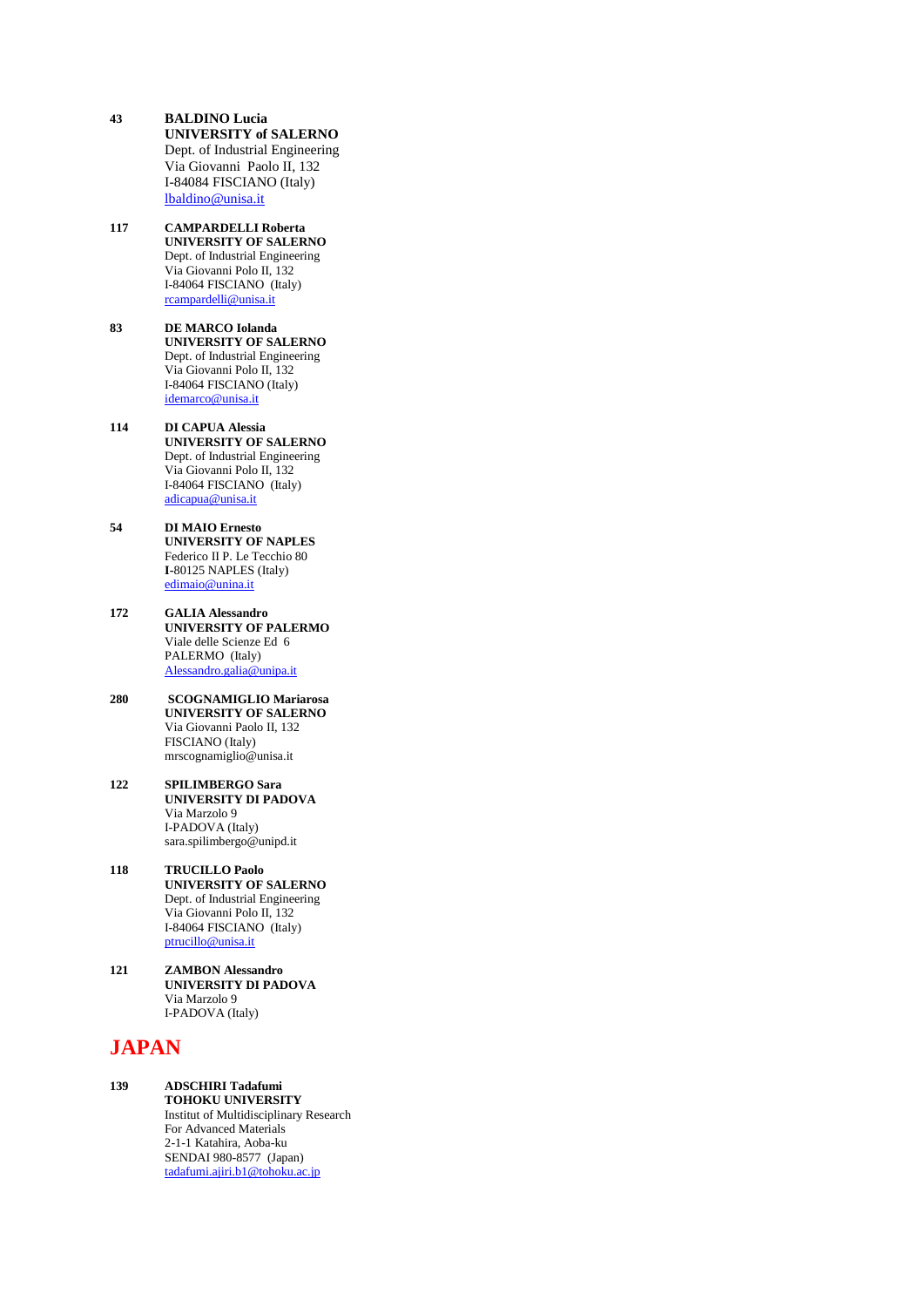**43** **BALDINO Lucia**
**UNIVERSITY of SALERNO**
Dept. of Industrial Engineering
Via Giovanni Paolo II, 132
I-84084 FISCIANO (Italy)
lbaldino@unisa.it

**117** **CAMPARDELLI Roberta**
**UNIVERSITY OF SALERNO**
Dept. of Industrial Engineering
Via Giovanni Polo II, 132
I-84064 FISCIANO (Italy)
rcampardelli@unisa.it

**83** **DE MARCO Iolanda**
**UNIVERSITY OF SALERNO**
Dept. of Industrial Engineering
Via Giovanni Polo II, 132
I-84064 FISCIANO (Italy)
idemarco@unisa.it

**114** **DI CAPUA Alessia**
**UNIVERSITY OF SALERNO**
Dept. of Industrial Engineering
Via Giovanni Polo II, 132
I-84064 FISCIANO (Italy)
adicapua@unisa.it

**54** **DI MAIO Ernesto**
**UNIVERSITY OF NAPLES**
Federico II P. Le Tecchio 80
**I-**80125 NAPLES (Italy)
edimaio@unina.it

**172** **GALIA Alessandro**
**UNIVERSITY OF PALERMO**
Viale delle Scienze Ed 6
PALERMO (Italy)
Alessandro.galia@unipa.it

**280** **SCOGNAMIGLIO Mariarosa**
**UNIVERSITY OF SALERNO**
Via Giovanni Paolo II, 132
FISCIANO (Italy)
mrscognamiglio@unisa.it

**122** **SPILIMBERGO Sara**
**UNIVERSITY DI PADOVA**
Via Marzolo 9
I-PADOVA (Italy)
sara.spilimbergo@unipd.it

**118** **TRUCILLO Paolo**
**UNIVERSITY OF SALERNO**
Dept. of Industrial Engineering
Via Giovanni Polo II, 132
I-84064 FISCIANO (Italy)
ptrucillo@unisa.it

**121** **ZAMBON Alessandro**
**UNIVERSITY DI PADOVA**
Via Marzolo 9
I-PADOVA (Italy)

# JAPAN

**139** **ADSCHIRI Tadafumi**
**TOHOKU UNIVERSITY**
Institut of Multidisciplinary Research
For Advanced Materials
2-1-1 Katahira, Aoba-ku
SENDAI 980-8577 (Japan)
tadafumi.ajiri.b1@tohoku.ac.jp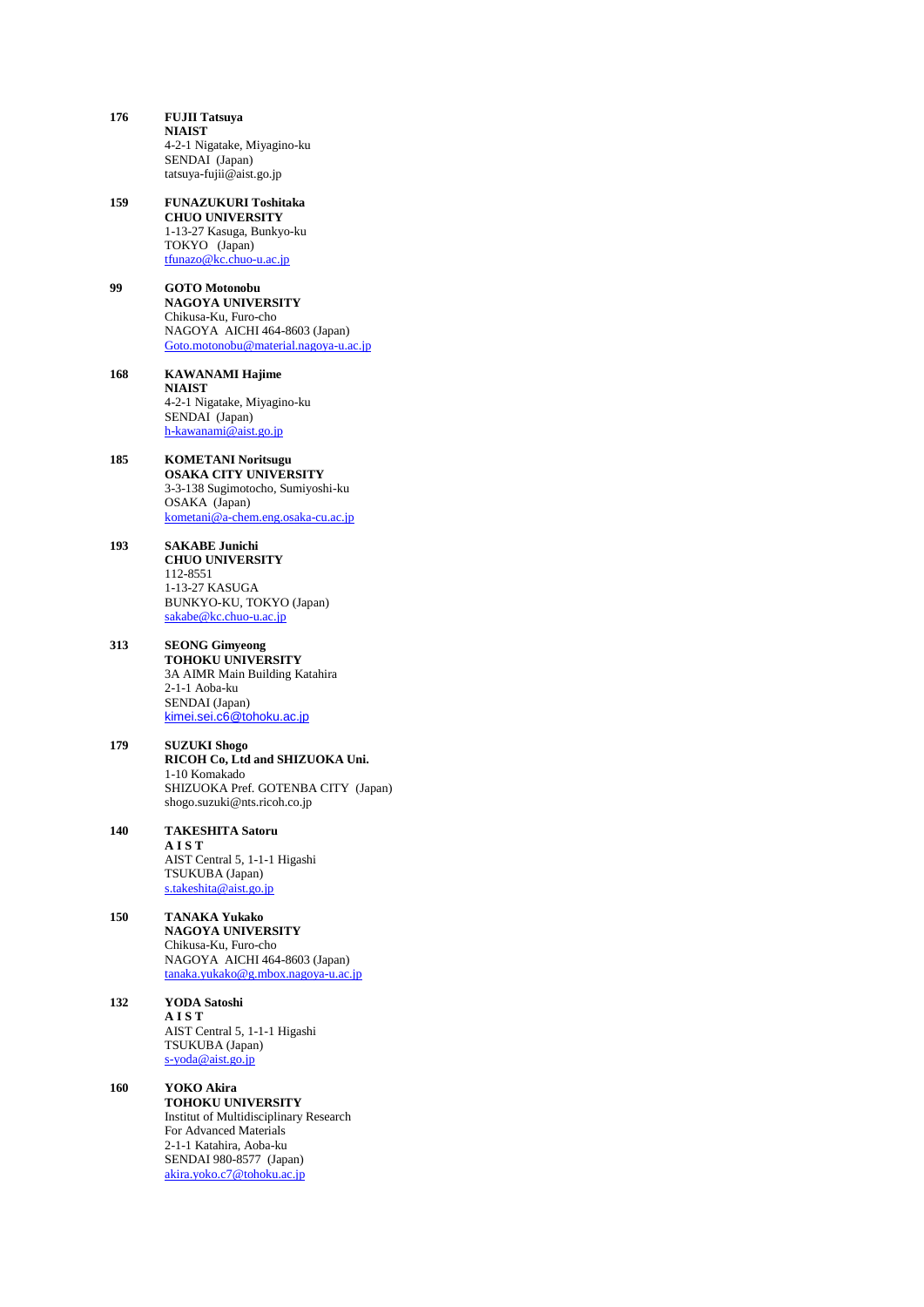**176** **FUJII Tatsuya**
**NIAIST**
4-2-1 Nigatake, Miyagino-ku
SENDAI (Japan)
tatsuya-fujii@aist.go.jp

**159** **FUNAZUKURI Toshitaka**
**CHUO UNIVERSITY**
1-13-27 Kasuga, Bunkyo-ku
TOKYO (Japan)
tfunazo@kc.chuo-u.ac.jp

**99** **GOTO Motonobu**
**NAGOYA UNIVERSITY**
Chikusa-Ku, Furo-cho
NAGOYA AICHI 464-8603 (Japan)
Goto.motonobu@material.nagoya-u.ac.jp

**168** **KAWANAMI Hajime**
**NIAIST**
4-2-1 Nigatake, Miyagino-ku
SENDAI (Japan)
h-kawanami@aist.go.jp

**185** **KOMETANI Noritsugu**
**OSAKA CITY UNIVERSITY**
3-3-138 Sugimotocho, Sumiyoshi-ku
OSAKA (Japan)
kometani@a-chem.eng.osaka-cu.ac.jp

**193** **SAKABE Junichi**
**CHUO UNIVERSITY**
112-8551
1-13-27 KASUGA
BUNKYO-KU, TOKYO (Japan)
sakabe@kc.chuo-u.ac.jp

**313** **SEONG Gimyeong**
**TOHOKU UNIVERSITY**
3A AIMR Main Building Katahira
2-1-1 Aoba-ku
SENDAI (Japan)
kimei.sei.c6@tohoku.ac.jp

**179** **SUZUKI Shogo**
**RICOH Co, Ltd and SHIZUOKA Uni.**
1-10 Komakado
SHIZUOKA Pref. GOTENBA CITY (Japan)
shogo.suzuki@nts.ricoh.co.jp

**140** **TAKESHITA Satoru**
**A I S T**
AIST Central 5, 1-1-1 Higashi
TSUKUBA (Japan)
s.takeshita@aist.go.jp

**150** **TANAKA Yukako**
**NAGOYA UNIVERSITY**
Chikusa-Ku, Furo-cho
NAGOYA AICHI 464-8603 (Japan)
tanaka.yukako@g.mbox.nagoya-u.ac.jp

**132** **YODA Satoshi**
**A I S T**
AIST Central 5, 1-1-1 Higashi
TSUKUBA (Japan)
s-yoda@aist.go.jp

**160** **YOKO Akira**
**TOHOKU UNIVERSITY**
Institut of Multidisciplinary Research
For Advanced Materials
2-1-1 Katahira, Aoba-ku
SENDAI 980-8577 (Japan)
akira.yoko.c7@tohoku.ac.jp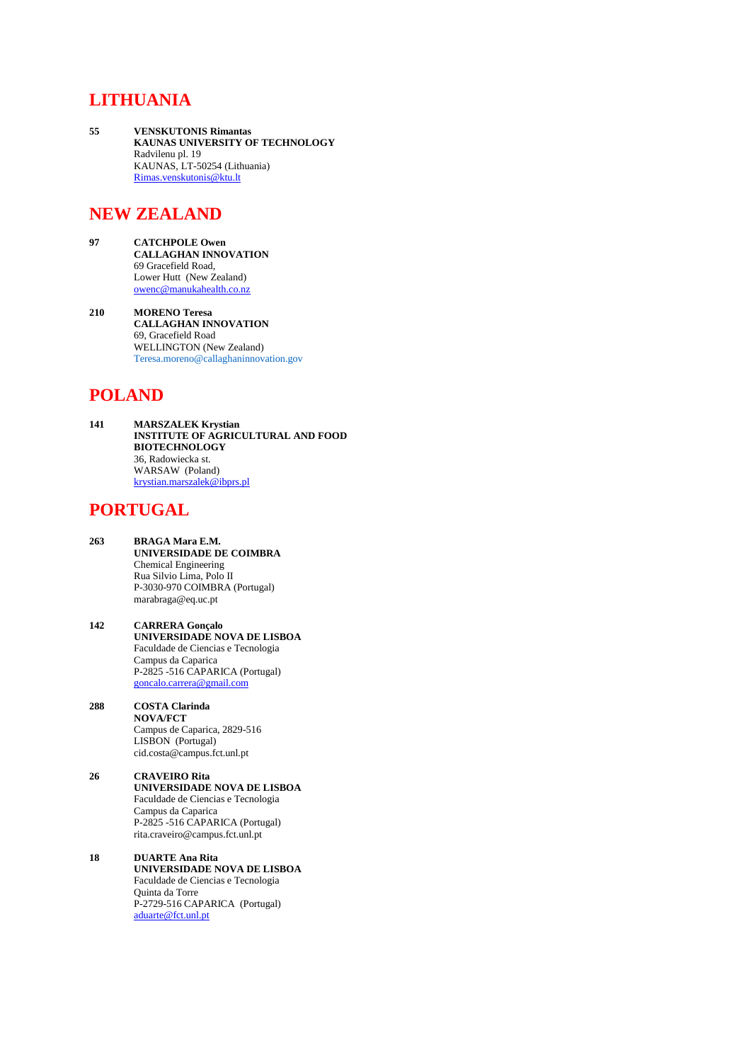## LITHUANIA

**55** **VENSKUTONIS Rimantas**
**KAUNAS UNIVERSITY OF TECHNOLOGY**
Radvilenu pl. 19
KAUNAS, LT-50254 (Lithuania)
Rimas.venskutonis@ktu.lt

## NEW ZEALAND

**97** **CATCHPOLE Owen**
**CALLAGHAN INNOVATION**
69 Gracefield Road,
Lower Hutt (New Zealand)
owenc@manukahealth.co.nz

**210** **MORENO Teresa**
**CALLAGHAN INNOVATION**
69, Gracefield Road
WELLINGTON (New Zealand)
Teresa.moreno@callaghaninnovation.gov

## POLAND

**141** **MARSZALEK Krystian**
**INSTITUTE OF AGRICULTURAL AND FOOD BIOTECHNOLOGY**
36, Radowiecka st.
WARSAW (Poland)
krystian.marszalek@ibprs.pl

## PORTUGAL

**263** **BRAGA Mara E.M.**
**UNIVERSIDADE DE COIMBRA**
Chemical Engineering
Rua Silvio Lima, Polo II
P-3030-970 COIMBRA (Portugal)
marabraga@eq.uc.pt

**142** **CARRERA Gonçalo**
**UNIVERSIDADE NOVA DE LISBOA**
Faculdade de Ciencias e Tecnologia
Campus da Caparica
P-2825 -516 CAPARICA (Portugal)
goncalo.carrera@gmail.com

**288** **COSTA Clarinda**
**NOVA/FCT**
Campus de Caparica, 2829-516
LISBON (Portugal)
cid.costa@campus.fct.unl.pt

**26** **CRAVEIRO Rita**
**UNIVERSIDADE NOVA DE LISBOA**
Faculdade de Ciencias e Tecnologia
Campus da Caparica
P-2825 -516 CAPARICA (Portugal)
rita.craveiro@campus.fct.unl.pt

**18** **DUARTE Ana Rita**
**UNIVERSIDADE NOVA DE LISBOA**
Faculdade de Ciencias e Tecnologia
Quinta da Torre
P-2729-516 CAPARICA (Portugal)
aduarte@fct.unl.pt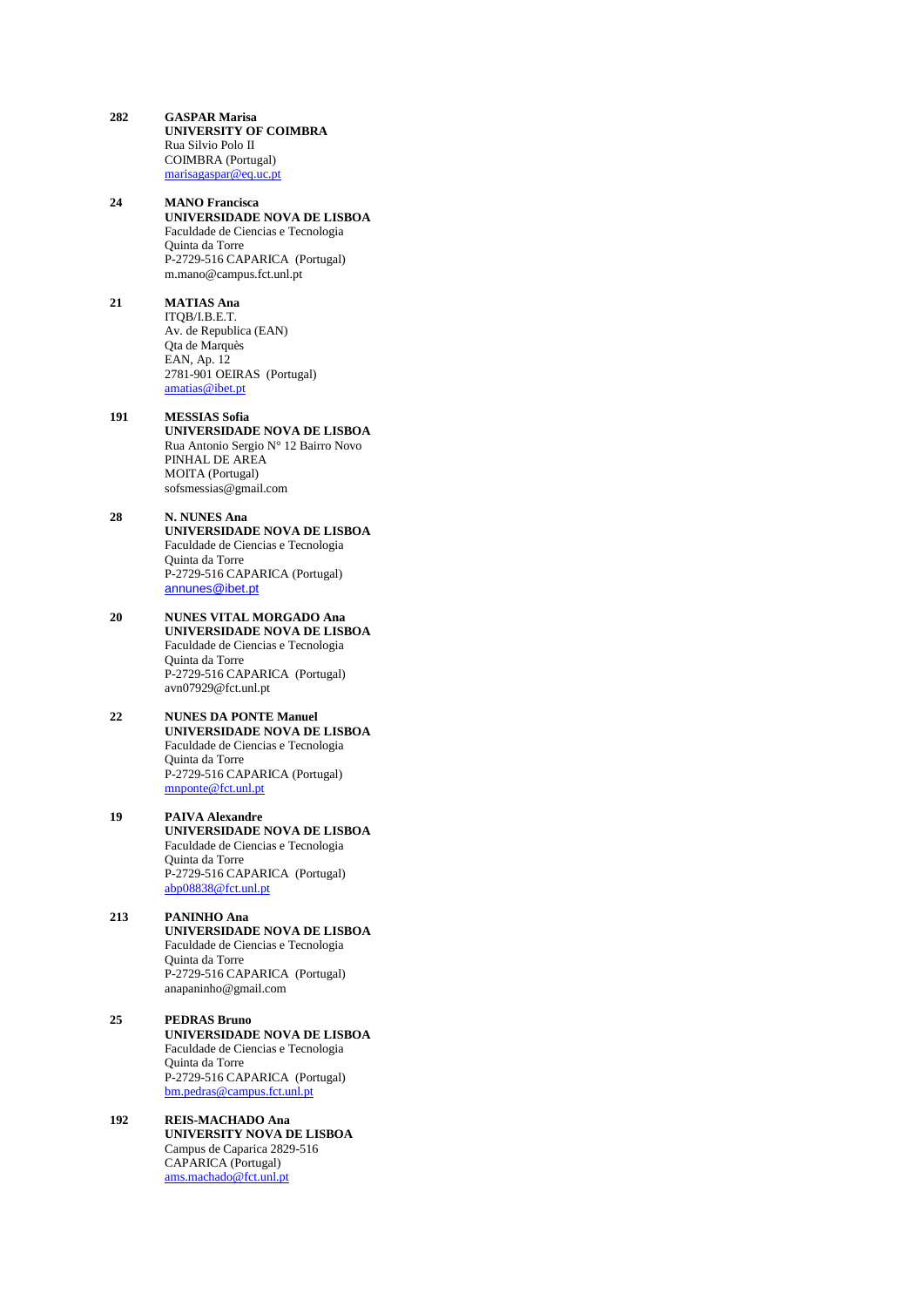**282** **GASPAR Marisa**
**UNIVERSITY OF COIMBRA**
Rua Silvio Polo II
COIMBRA (Portugal)
marisagaspar@eq.uc.pt

**24** **MANO Francisca**
**UNIVERSIDADE NOVA DE LISBOA**
Faculdade de Ciencias e Tecnologia
Quinta da Torre
P-2729-516 CAPARICA (Portugal)
m.mano@campus.fct.unl.pt

**21** **MATIAS Ana**
ITQB/I.B.E.T.
Av. de Republica (EAN)
Qta de Marquès
EAN, Ap. 12
2781-901 OEIRAS (Portugal)
amatias@ibet.pt

**191** **MESSIAS Sofia**
**UNIVERSIDADE NOVA DE LISBOA**
Rua Antonio Sergio N° 12 Bairro Novo
PINHAL DE AREA
MOITA (Portugal)
sofsmessias@gmail.com

**28** **N. NUNES Ana**
**UNIVERSIDADE NOVA DE LISBOA**
Faculdade de Ciencias e Tecnologia
Quinta da Torre
P-2729-516 CAPARICA (Portugal)
annunes@ibet.pt

**20** **NUNES VITAL MORGADO Ana**
**UNIVERSIDADE NOVA DE LISBOA**
Faculdade de Ciencias e Tecnologia
Quinta da Torre
P-2729-516 CAPARICA (Portugal)
avn07929@fct.unl.pt

**22** **NUNES DA PONTE Manuel**
**UNIVERSIDADE NOVA DE LISBOA**
Faculdade de Ciencias e Tecnologia
Quinta da Torre
P-2729-516 CAPARICA (Portugal)
mnponte@fct.unl.pt

**19** **PAIVA Alexandre**
**UNIVERSIDADE NOVA DE LISBOA**
Faculdade de Ciencias e Tecnologia
Quinta da Torre
P-2729-516 CAPARICA (Portugal)
abp08838@fct.unl.pt

**213** **PANINHO Ana**
**UNIVERSIDADE NOVA DE LISBOA**
Faculdade de Ciencias e Tecnologia
Quinta da Torre
P-2729-516 CAPARICA (Portugal)
anapaninho@gmail.com

**25** **PEDRAS Bruno**
**UNIVERSIDADE NOVA DE LISBOA**
Faculdade de Ciencias e Tecnologia
Quinta da Torre
P-2729-516 CAPARICA (Portugal)
bm.pedras@campus.fct.unl.pt

**192** **REIS-MACHADO Ana**
**UNIVERSITY NOVA DE LISBOA**
Campus de Caparica 2829-516
CAPARICA (Portugal)
ams.machado@fct.unl.pt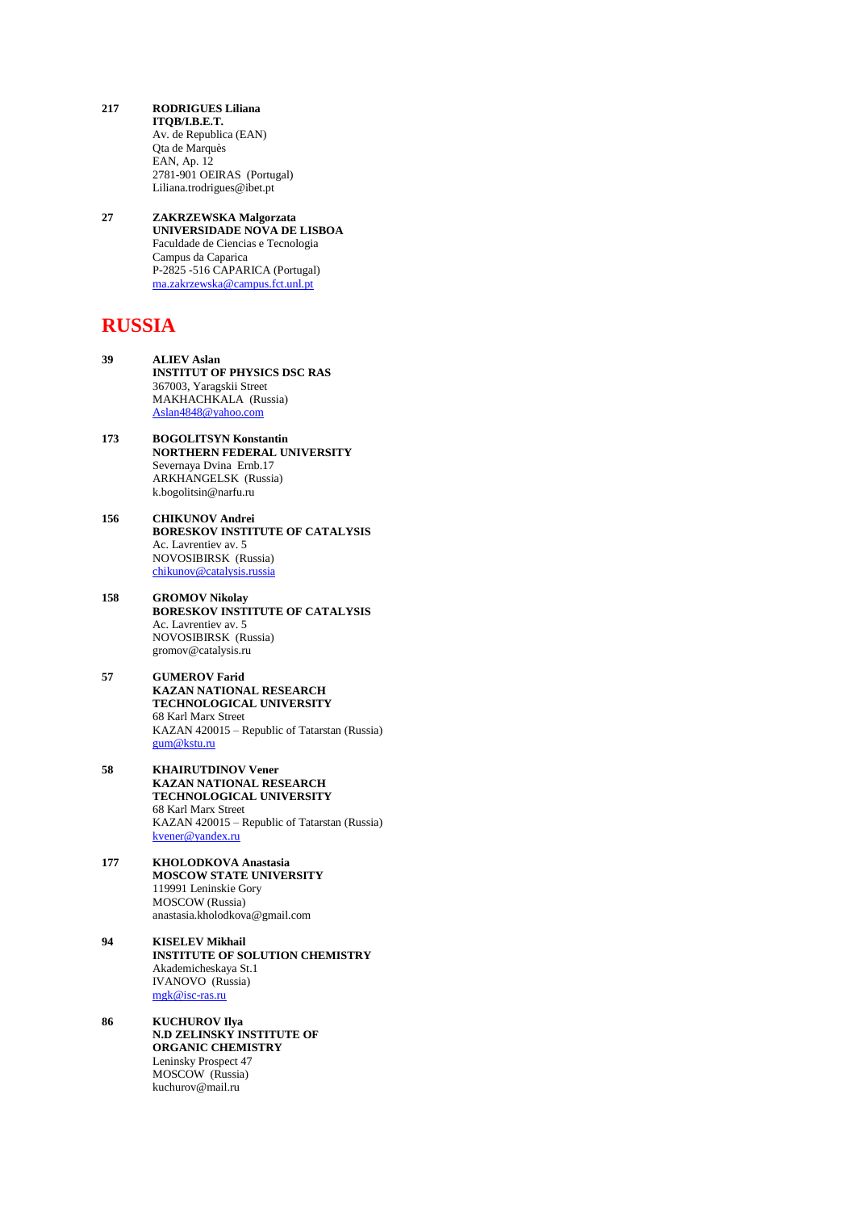**217** **RODRIGUES Liliana**
**ITQB/I.B.E.T.**
Av. de Republica (EAN)
Qta de Marquès
EAN, Ap. 12
2781-901 OEIRAS (Portugal)
Liliana.trodrigues@ibet.pt

**27** **ZAKRZEWSKA Malgorzata**
**UNIVERSIDADE NOVA DE LISBOA**
Faculdade de Ciencias e Tecnologia
Campus da Caparica
P-2825 -516 CAPARICA (Portugal)
ma.zakrzewska@campus.fct.unl.pt

# RUSSIA

**39** **ALIEV Aslan**
**INSTITUT OF PHYSICS DSC RAS**
367003, Yaragskii Street
MAKHACHKALA (Russia)
Aslan4848@yahoo.com

**173** **BOGOLITSYN Konstantin**
**NORTHERN FEDERAL UNIVERSITY**
Severnaya Dvina Ernb.17
ARKHANGELSK (Russia)
k.bogolitsin@narfu.ru

**156** **CHIKUNOV Andrei**
**BORESKOV INSTITUTE OF CATALYSIS**
Ac. Lavrentiev av. 5
NOVOSIBIRSK (Russia)
chikunov@catalysis.russia

**158** **GROMOV Nikolay**
**BORESKOV INSTITUTE OF CATALYSIS**
Ac. Lavrentiev av. 5
NOVOSIBIRSK (Russia)
gromov@catalysis.ru

**57** **GUMEROV Farid**
**KAZAN NATIONAL RESEARCH TECHNOLOGICAL UNIVERSITY**
68 Karl Marx Street
KAZAN 420015 – Republic of Tatarstan (Russia)
gum@kstu.ru

**58** **KHAIRUTDINOV Vener**
**KAZAN NATIONAL RESEARCH TECHNOLOGICAL UNIVERSITY**
68 Karl Marx Street
KAZAN 420015 – Republic of Tatarstan (Russia)
kvener@yandex.ru

**177** **KHOLODKOVA Anastasia**
**MOSCOW STATE UNIVERSITY**
119991 Leninskie Gory
MOSCOW (Russia)
anastasia.kholodkova@gmail.com

**94** **KISELEV Mikhail**
**INSTITUTE OF SOLUTION CHEMISTRY**
Akademicheskaya St.1
IVANOVO (Russia)
mgk@isc-ras.ru

**86** **KUCHUROV Ilya**
**N.D ZELINSKY INSTITUTE OF ORGANIC CHEMISTRY**
Leninsky Prospect 47
MOSCOW (Russia)
kuchurov@mail.ru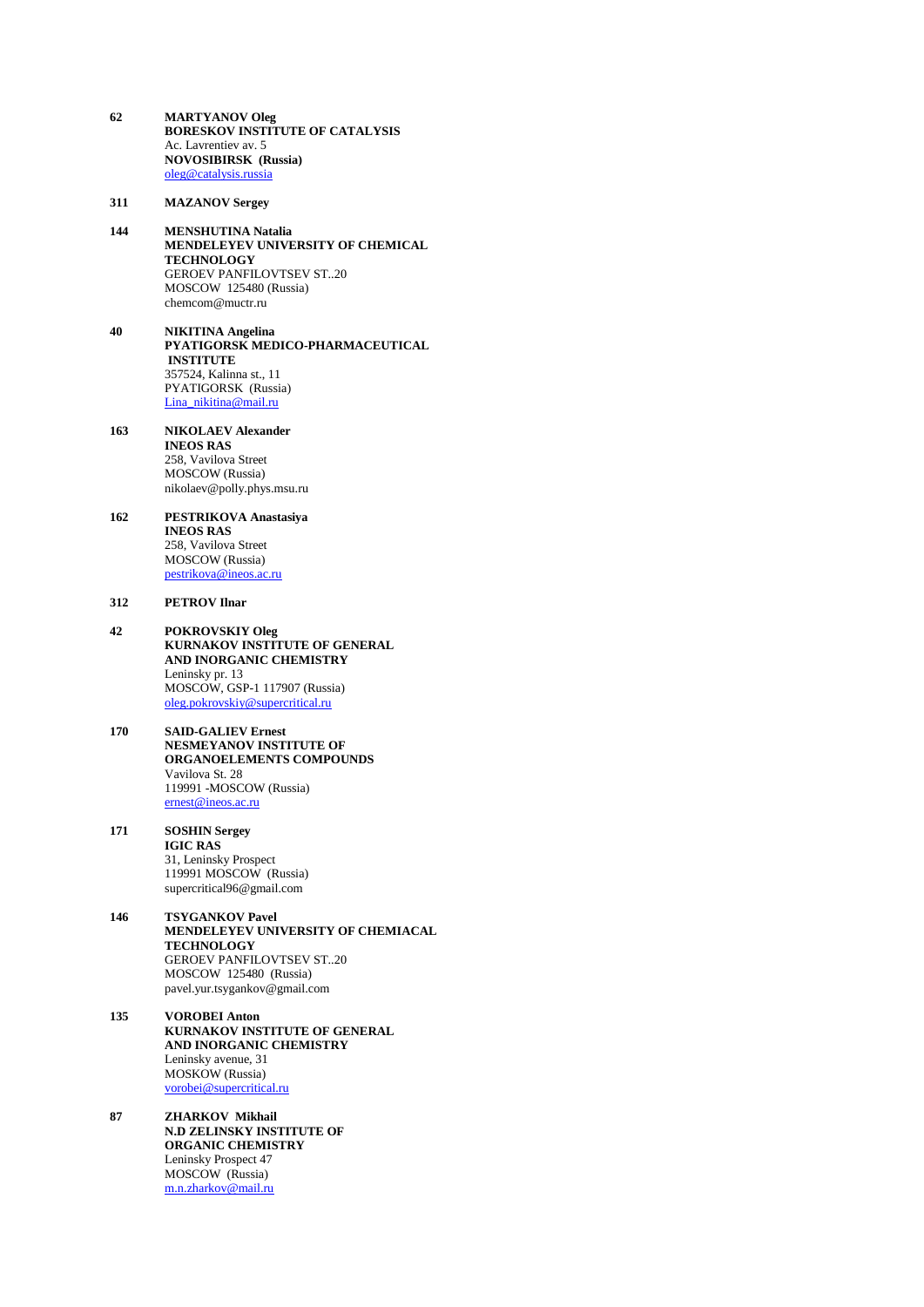**62** **MARTYANOV Oleg**
**BORESKOV INSTITUTE OF CATALYSIS**
Ac. Lavrentiev av. 5
**NOVOSIBIRSK (Russia)**
oleg@catalysis.russia

**311** **MAZANOV Sergey**

**144** **MENSHUTINA Natalia**
**MENDELEYEV UNIVERSITY OF CHEMICAL TECHNOLOGY**
GEROEV PANFILOVTSEV ST..20
MOSCOW 125480 (Russia)
chemcom@muctr.ru

**40** **NIKITINA Angelina**
**PYATIGORSK MEDICO-PHARMACEUTICAL INSTITUTE**
357524, Kalinna st., 11
PYATIGORSK (Russia)
Lina_nikitina@mail.ru

**163** **NIKOLAEV Alexander**
**INEOS RAS**
258, Vavilova Street
MOSCOW (Russia)
nikolaev@polly.phys.msu.ru

**162** **PESTRIKOVA Anastasiya**
**INEOS RAS**
258, Vavilova Street
MOSCOW (Russia)
pestrikova@ineos.ac.ru

**312** **PETROV Ilnar**

**42** **POKROVSKIY Oleg**
**KURNAKOV INSTITUTE OF GENERAL AND INORGANIC CHEMISTRY**
Leninsky pr. 13
MOSCOW, GSP-1 117907 (Russia)
oleg.pokrovskiy@supercritical.ru

**170** **SAID-GALIEV Ernest**
**NESMEYANOV INSTITUTE OF ORGANOELEMENTS COMPOUNDS**
Vavilova St. 28
119991 -MOSCOW (Russia)
ernest@ineos.ac.ru

**171** **SOSHIN Sergey**
**IGIC RAS**
31, Leninsky Prospect
119991 MOSCOW (Russia)
supercritical96@gmail.com

**146** **TSYGANKOV Pavel**
**MENDELEYEV UNIVERSITY OF CHEMIACAL TECHNOLOGY**
GEROEV PANFILOVTSEV ST..20
MOSCOW 125480 (Russia)
pavel.yur.tsygankov@gmail.com

**135** **VOROBEI Anton**
**KURNAKOV INSTITUTE OF GENERAL AND INORGANIC CHEMISTRY**
Leninsky avenue, 31
MOSKOW (Russia)
vorobei@supercritical.ru

**87** **ZHARKOV Mikhail**
**N.D ZELINSKY INSTITUTE OF ORGANIC CHEMISTRY**
Leninsky Prospect 47
MOSCOW (Russia)
m.n.zharkov@mail.ru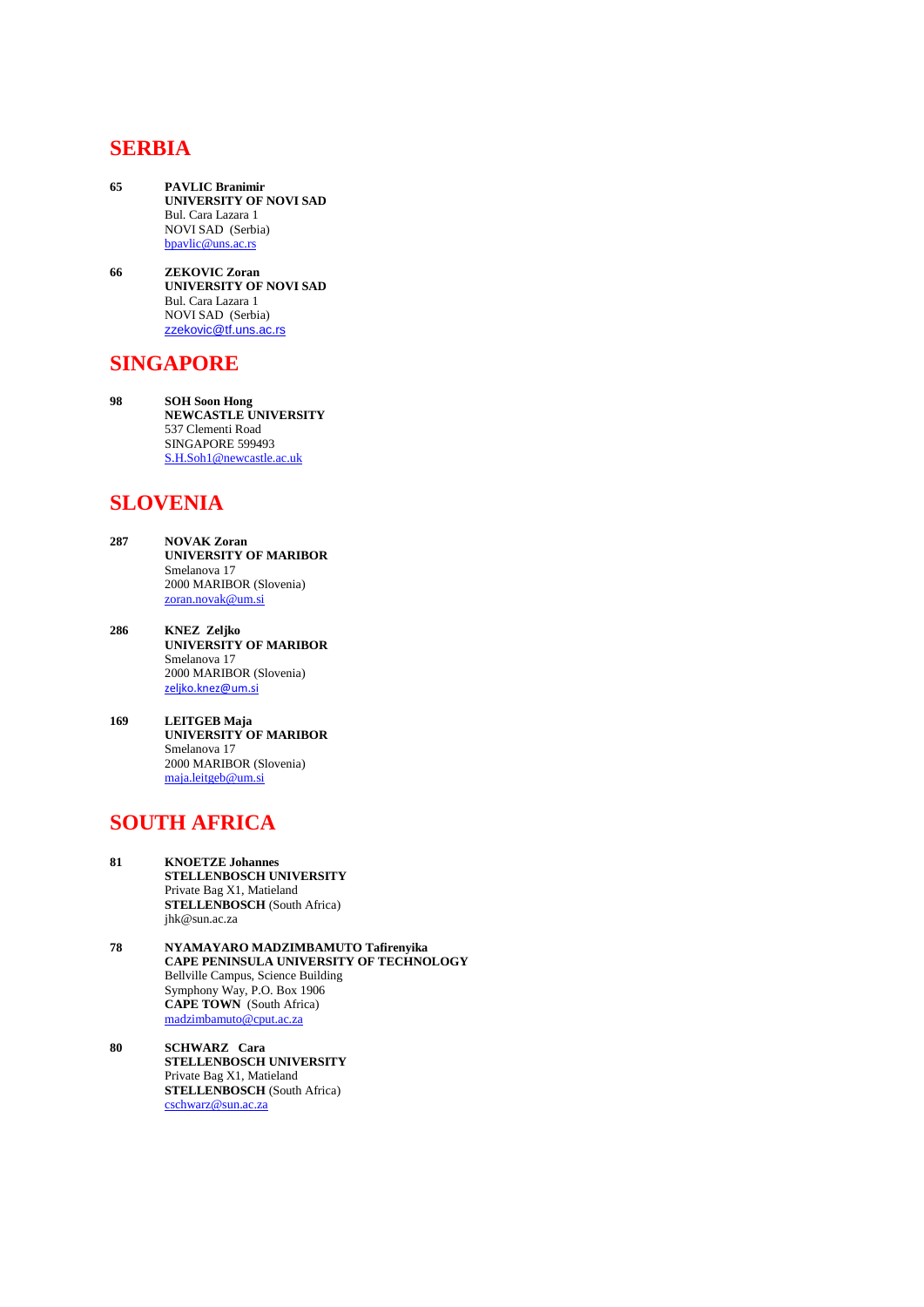# SERBIA

**65** **PAVLIC Branimir**
**UNIVERSITY OF NOVI SAD**
Bul. Cara Lazara 1
NOVI SAD (Serbia)
bpavlic@uns.ac.rs

**66** **ZEKOVIC Zoran**
**UNIVERSITY OF NOVI SAD**
Bul. Cara Lazara 1
NOVI SAD (Serbia)
zzekovic@tf.uns.ac.rs

# SINGAPORE

**98** **SOH Soon Hong**
**NEWCASTLE UNIVERSITY**
537 Clementi Road
SINGAPORE 599493
S.H.Soh1@newcastle.ac.uk

# SLOVENIA

**287** **NOVAK Zoran**
**UNIVERSITY OF MARIBOR**
Smelanova 17
2000 MARIBOR (Slovenia)
zoran.novak@um.si

**286** **KNEZ Zeljko**
**UNIVERSITY OF MARIBOR**
Smelanova 17
2000 MARIBOR (Slovenia)
zeljko.knez@um.si

**169** **LEITGEB Maja**
**UNIVERSITY OF MARIBOR**
Smelanova 17
2000 MARIBOR (Slovenia)
maja.leitgeb@um.si

# SOUTH AFRICA

**81** **KNOETZE Johannes**
**STELLENBOSCH UNIVERSITY**
Private Bag X1, Matieland
**STELLENBOSCH** (South Africa)
jhk@sun.ac.za

**78** **NYAMAYARO MADZIMBAMUTO Tafirenyika**
**CAPE PENINSULA UNIVERSITY OF TECHNOLOGY**
Bellville Campus, Science Building
Symphony Way, P.O. Box 1906
**CAPE TOWN** (South Africa)
madzimbamuto@cput.ac.za

**80** **SCHWARZ Cara**
**STELLENBOSCH UNIVERSITY**
Private Bag X1, Matieland
**STELLENBOSCH** (South Africa)
cschwarz@sun.ac.za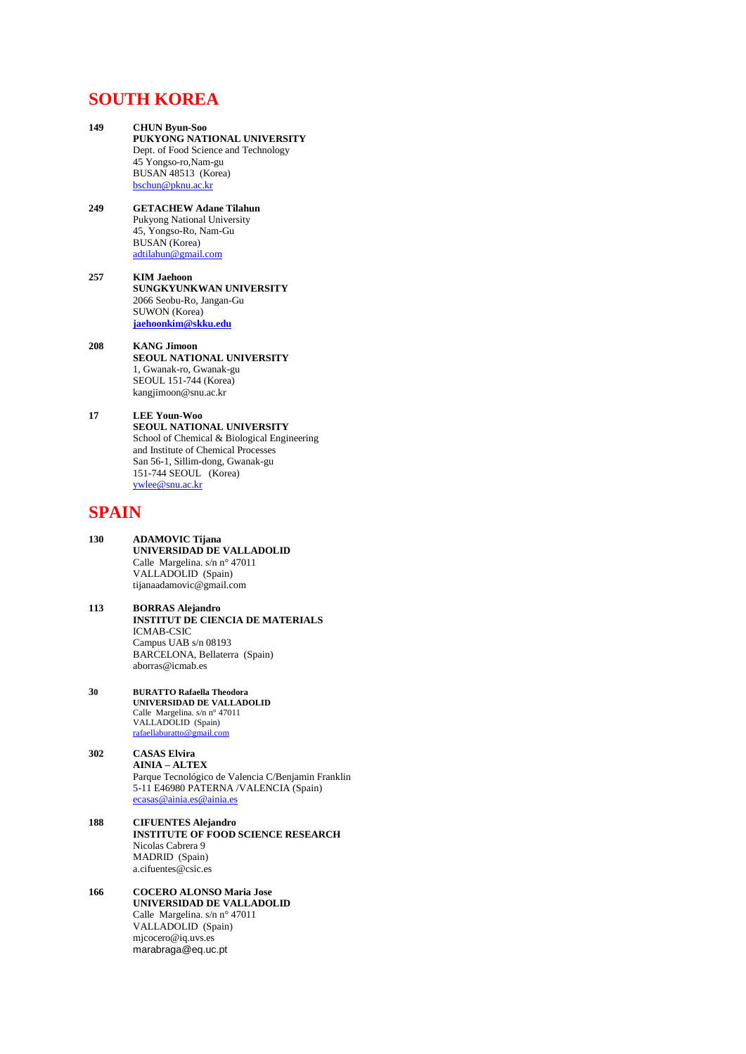# SOUTH KOREA

**149** **CHUN Byun-Soo**
**PUKYONG NATIONAL UNIVERSITY**
Dept. of Food Science and Technology
45 Yongso-ro,Nam-gu
BUSAN 48513 (Korea)
bschun@pknu.ac.kr

**249** **GETACHEW Adane Tilahun**
Pukyong National University
45, Yongso-Ro, Nam-Gu
BUSAN (Korea)
adtilahun@gmail.com

**257** **KIM Jaehoon**
**SUNGKYUNKWAN UNIVERSITY**
2066 Seobu-Ro, Jangan-Gu
SUWON (Korea)
**jaehoonkim@skku.edu**

**208** **KANG Jimoon**
**SEOUL NATIONAL UNIVERSITY**
1, Gwanak-ro, Gwanak-gu
SEOUL 151-744 (Korea)
kangjimoon@snu.ac.kr

**17** **LEE Youn-Woo**
**SEOUL NATIONAL UNIVERSITY**
School of Chemical & Biological Engineering
and Institute of Chemical Processes
San 56-1, Sillim-dong, Gwanak-gu
151-744 SEOUL (Korea)
ywlee@snu.ac.kr

# SPAIN

**130** **ADAMOVIC Tijana**
**UNIVERSIDAD DE VALLADOLID**
Calle Margelina. s/n n° 47011
VALLADOLID (Spain)
tijanaadamovic@gmail.com

**113** **BORRAS Alejandro**
**INSTITUT DE CIENCIA DE MATERIALS**
ICMAB-CSIC
Campus UAB s/n 08193
BARCELONA, Bellaterra (Spain)
aborras@icmab.es

**30** **BURATTO Rafaella Theodora**
**UNIVERSIDAD DE VALLADOLID**
Calle Margelina. s/n n° 47011
VALLADOLID (Spain)
rafaellaburatto@gmail.com

**302** **CASAS Elvira**
**AINIA – ALTEX**
Parque Tecnológico de Valencia C/Benjamin Franklin
5-11 E46980 PATERNA /VALENCIA (Spain)
ecasas@ainia.es@ainia.es

**188** **CIFUENTES Alejandro**
**INSTITUTE OF FOOD SCIENCE RESEARCH**
Nicolas Cabrera 9
MADRID (Spain)
a.cifuentes@csic.es

**166** **COCERO ALONSO Maria Jose**
**UNIVERSIDAD DE VALLADOLID**
Calle Margelina. s/n n° 47011
VALLADOLID (Spain)
mjcocero@iq.uvs.es
marabraga@eq.uc.pt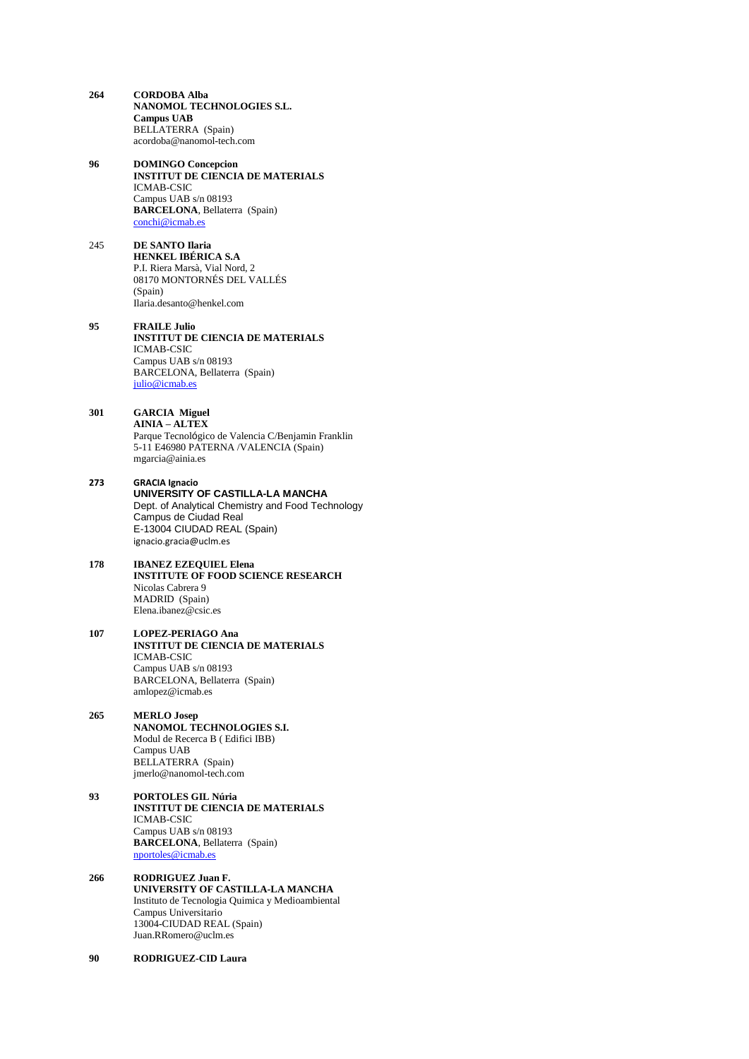**264** **CORDOBA Alba**
**NANOMOL TECHNOLOGIES S.L.**
**Campus UAB**
BELLATERRA (Spain)
acordoba@nanomol-tech.com

**96** **DOMINGO Concepcion**
**INSTITUT DE CIENCIA DE MATERIALS**
ICMAB-CSIC
Campus UAB s/n 08193
**BARCELONA**, Bellaterra (Spain)
conchi@icmab.es

245 **DE SANTO Ilaria**
**HENKEL IBÉRICA S.A**
P.I. Riera Marsà, Vial Nord, 2
08170 MONTORNÉS DEL VALLÉS
(Spain)
Ilaria.desanto@henkel.com

**95** **FRAILE Julio**
**INSTITUT DE CIENCIA DE MATERIALS**
ICMAB-CSIC
Campus UAB s/n 08193
BARCELONA, Bellaterra (Spain)
julio@icmab.es

**301** **GARCIA Miguel**
**AINIA – ALTEX**
Parque Tecnológico de Valencia C/Benjamin Franklin
5-11 E46980 PATERNA /VALENCIA (Spain)
mgarcia@ainia.es

**273** **GRACIA Ignacio**
**UNIVERSITY OF CASTILLA-LA MANCHA**
Dept. of Analytical Chemistry and Food Technology
Campus de Ciudad Real
E-13004 CIUDAD REAL (Spain)
ignacio.gracia@uclm.es

**178** **IBANEZ EZEQUIEL Elena**
**INSTITUTE OF FOOD SCIENCE RESEARCH**
Nicolas Cabrera 9
MADRID (Spain)
Elena.ibanez@csic.es

**107** **LOPEZ-PERIAGO Ana**
**INSTITUT DE CIENCIA DE MATERIALS**
ICMAB-CSIC
Campus UAB s/n 08193
BARCELONA, Bellaterra (Spain)
amlopez@icmab.es

**265** **MERLO Josep**
**NANOMOL TECHNOLOGIES S.I.**
Modul de Recerca B ( Edifici IBB)
Campus UAB
BELLATERRA (Spain)
jmerlo@nanomol-tech.com

**93** **PORTOLES GIL Núria**
**INSTITUT DE CIENCIA DE MATERIALS**
ICMAB-CSIC
Campus UAB s/n 08193
**BARCELONA**, Bellaterra (Spain)
nportoles@icmab.es

**266** **RODRIGUEZ Juan F.**
**UNIVERSITY OF CASTILLA-LA MANCHA**
Instituto de Tecnologia Quimica y Medioambiental
Campus Universitario
13004-CIUDAD REAL (Spain)
Juan.RRomero@uclm.es

**90** **RODRIGUEZ-CID Laura**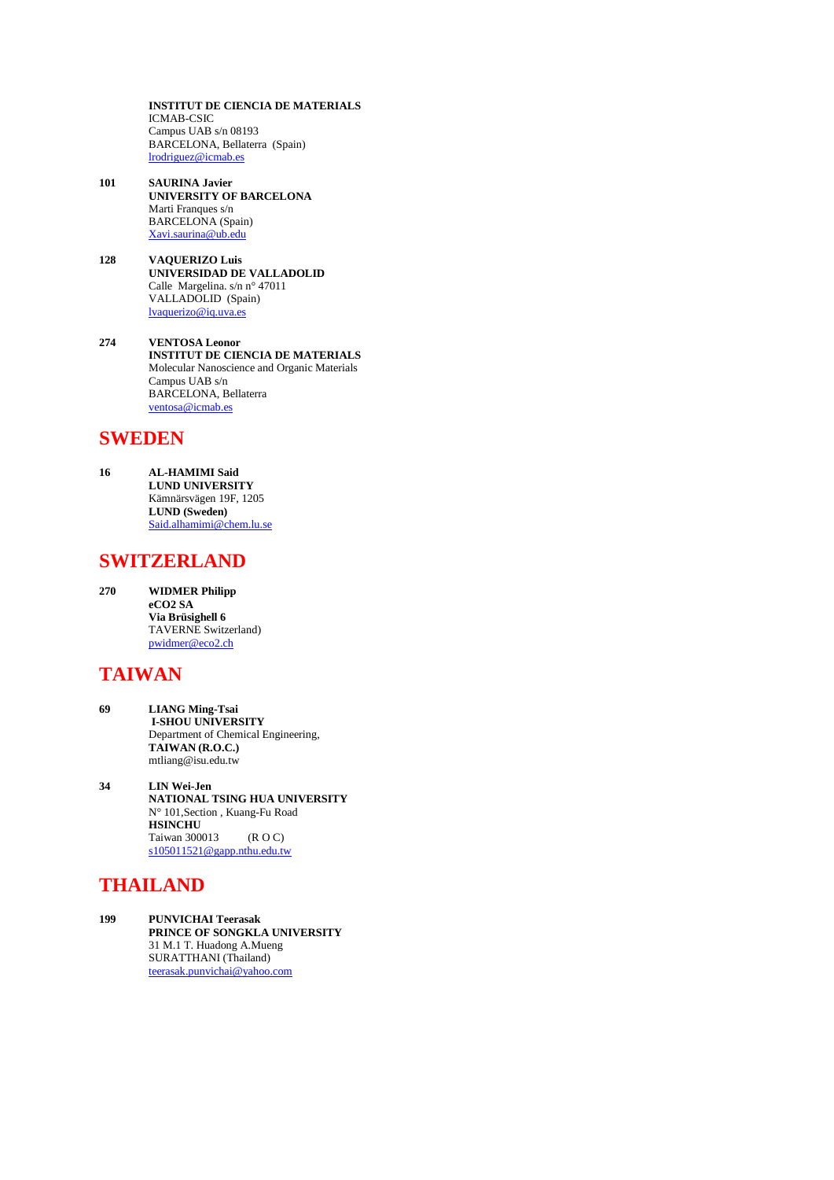**INSTITUT DE CIENCIA DE MATERIALS**
ICMAB-CSIC
Campus UAB s/n 08193
BARCELONA, Bellaterra (Spain)
lrodriguez@icmab.es

**101** **SAURINA Javier**
**UNIVERSITY OF BARCELONA**
Marti Franques s/n
BARCELONA (Spain)
Xavi.saurina@ub.edu

**128** **VAQUERIZO Luis**
**UNIVERSIDAD DE VALLADOLID**
Calle Margelina. s/n n° 47011
VALLADOLID (Spain)
lvaquerizo@iq.uva.es

**274** **VENTOSA Leonor**
**INSTITUT DE CIENCIA DE MATERIALS**
Molecular Nanoscience and Organic Materials
Campus UAB s/n
BARCELONA, Bellaterra
ventosa@icmab.es

## SWEDEN

**16** **AL-HAMIMI Said**
**LUND UNIVERSITY**
Kämnärsvägen 19F, 1205
**LUND (Sweden)**
Said.alhamimi@chem.lu.se

## SWITZERLAND

**270** **WIDMER Philipp**
**eCO2 SA**
**Via Brüsighell 6**
TAVERNE Switzerland)
pwidmer@eco2.ch

## TAIWAN

**69** **LIANG Ming-Tsai**
**I-SHOU UNIVERSITY**
Department of Chemical Engineering,
**TAIWAN (R.O.C.)**
mtliang@isu.edu.tw

**34** **LIN Wei-Jen**
**NATIONAL TSING HUA UNIVERSITY**
N° 101,Section , Kuang-Fu Road
**HSINCHU**
Taiwan 300013 (R O C)
s105011521@gapp.nthu.edu.tw

## THAILAND

**199** **PUNVICHAI Teerasak**
**PRINCE OF SONGKLA UNIVERSITY**
31 M.1 T. Huadong A.Mueng
SURATTHANI (Thailand)
teerasak.punvichai@yahoo.com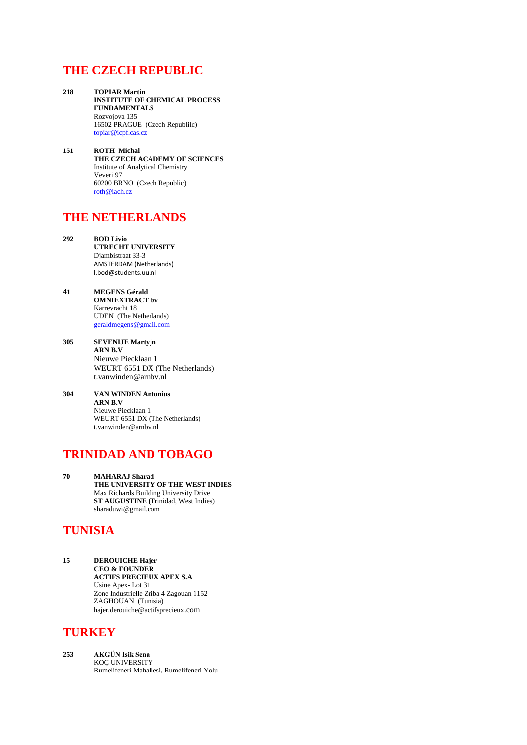# THE CZECH REPUBLIC

**218** **TOPIAR Martin**
**INSTITUTE OF CHEMICAL PROCESS FUNDAMENTALS**
Rozvojova 135
16502 PRAGUE (Czech Republilc)
topiar@icpf.cas.cz

**151** **ROTH Michal**
**THE CZECH ACADEMY OF SCIENCES**
Institute of Analytical Chemistry
Veveri 97
60200 BRNO (Czech Republic)
roth@iach.cz

# THE NETHERLANDS

**292** **BOD Livio**
**UTRECHT UNIVERSITY**
Djambistraat 33-3
AMSTERDAM (Netherlands)
l.bod@students.uu.nl

**41** **MEGENS Gérald**
**OMNIEXTRACT bv**
Karrevracht 18
UDEN (The Netherlands)
geraldmegens@gmail.com

**305** **SEVENIJE Martyjn**
**ARN B.V**
Nieuwe Piecklaan 1
WEURT 6551 DX (The Netherlands)
t.vanwinden@arnbv.nl

**304** **VAN WINDEN Antonius**
**ARN B.V**
Nieuwe Piecklaan 1
WEURT 6551 DX (The Netherlands)
t.vanwinden@arnbv.nl

# TRINIDAD AND TOBAGO

**70** **MAHARAJ Sharad**
**THE UNIVERSITY OF THE WEST INDIES**
Max Richards Building University Drive
**ST AUGUSTINE (**Trinidad, West Indies)
sharaduwi@gmail.com

# TUNISIA

**15** **DEROUICHE Hajer**
**CEO & FOUNDER**
**ACTIFS PRECIEUX APEX S.A**
Usine Apex- Lot 31
Zone Industrielle Zriba 4 Zagouan 1152
ZAGHOUAN (Tunisia)
hajer.derouiche@actifsprecieux.com

# TURKEY

**253** **AKGÜN Işik Sena**
KOÇ UNIVERSITY
Rumelifeneri Mahallesi, Rumelifeneri Yolu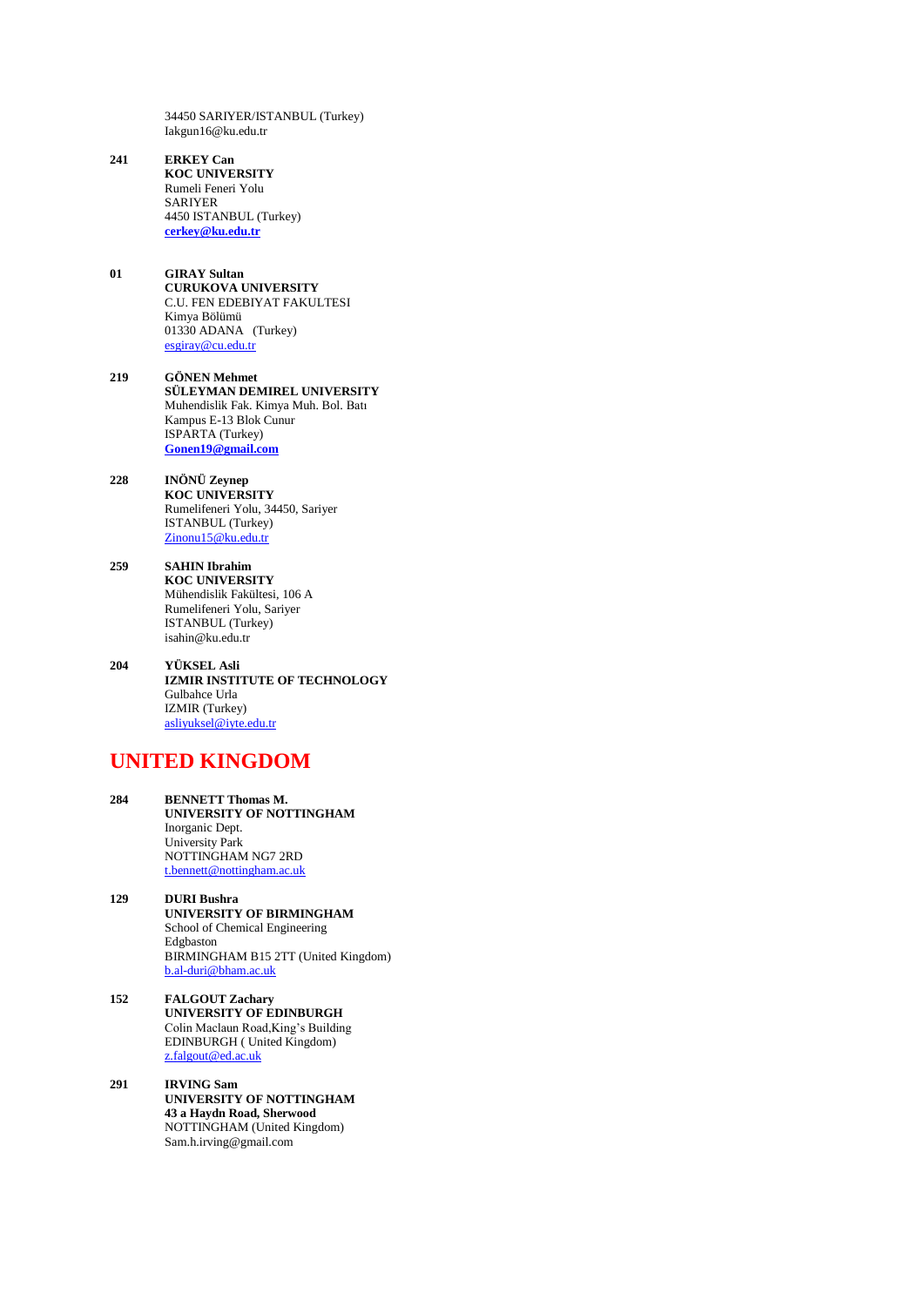34450 SARIYER/ISTANBUL (Turkey)
Iakgun16@ku.edu.tr

**241** **ERKEY Can**
**KOC UNIVERSITY**
Rumeli Feneri Yolu
SARIYER
4450 ISTANBUL (Turkey)
**cerkey@ku.edu.tr**

**01** **GIRAY Sultan**
**CURUKOVA UNIVERSITY**
C.U. FEN EDEBIYAT FAKULTESI
Kimya Bölümü
01330 ADANA (Turkey)
esgiray@cu.edu.tr

**219** **GÖNEN Mehmet**
**SÜLEYMAN DEMIREL UNIVERSITY**
Muhendislik Fak. Kimya Muh. Bol. Batı
Kampus E-13 Blok Cunur
ISPARTA (Turkey)
**Gonen19@gmail.com**

**228** **INÖNÜ Zeynep**
**KOC UNIVERSITY**
Rumelifeneri Yolu, 34450, Sariyer
ISTANBUL (Turkey)
Zinonu15@ku.edu.tr

**259** **SAHIN Ibrahim**
**KOC UNIVERSITY**
Mühendislik Fakültesi, 106 A
Rumelifeneri Yolu, Sariyer
ISTANBUL (Turkey)
isahin@ku.edu.tr

**204** **YÜKSEL Asli**
**IZMIR INSTITUTE OF TECHNOLOGY**
Gulbahce Urla
IZMIR (Turkey)
asliyuksel@iyte.edu.tr

## UNITED KINGDOM

**284** **BENNETT Thomas M.**
**UNIVERSITY OF NOTTINGHAM**
Inorganic Dept.
University Park
NOTTINGHAM NG7 2RD
t.bennett@nottingham.ac.uk

**129** **DURI Bushra**
**UNIVERSITY OF BIRMINGHAM**
School of Chemical Engineering
Edgbaston
BIRMINGHAM B15 2TT (United Kingdom)
b.al-duri@bham.ac.uk

**152** **FALGOUT Zachary**
**UNIVERSITY OF EDINBURGH**
Colin Maclaun Road,King's Building
EDINBURGH ( United Kingdom)
z.falgout@ed.ac.uk

**291** **IRVING Sam**
**UNIVERSITY OF NOTTINGHAM**
**43 a Haydn Road, Sherwood**
NOTTINGHAM (United Kingdom)
Sam.h.irving@gmail.com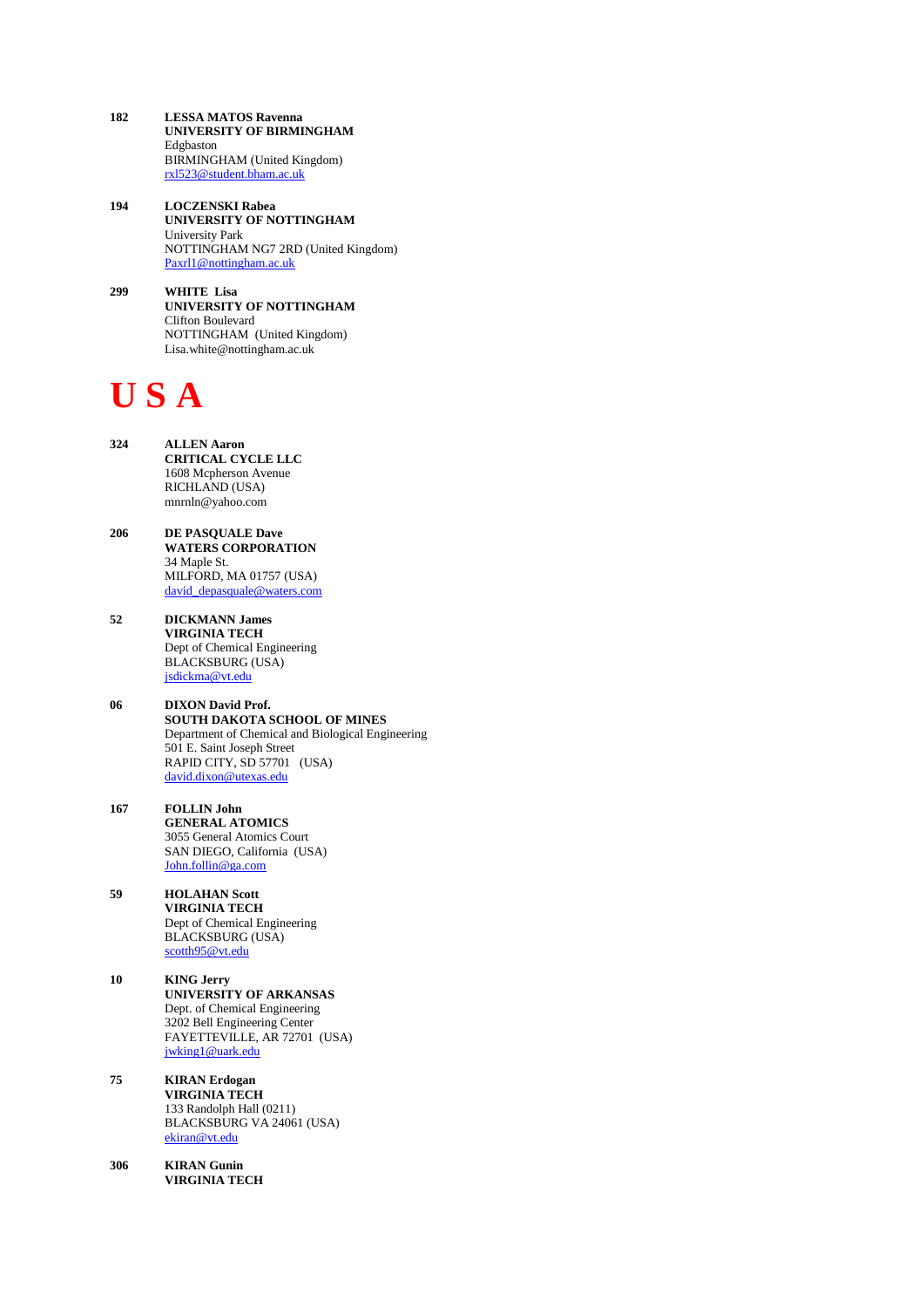**182** **LESSA MATOS Ravenna**
**UNIVERSITY OF BIRMINGHAM**
Edgbaston
BIRMINGHAM (United Kingdom)
rxl523@student.bham.ac.uk

**194** **LOCZENSKI Rabea**
**UNIVERSITY OF NOTTINGHAM**
University Park
NOTTINGHAM NG7 2RD (United Kingdom)
Paxrl1@nottingham.ac.uk

**299** **WHITE Lisa**
**UNIVERSITY OF NOTTINGHAM**
Clifton Boulevard
NOTTINGHAM (United Kingdom)
Lisa.white@nottingham.ac.uk

# U S A

**324** **ALLEN Aaron**
**CRITICAL CYCLE LLC**
1608 Mcpherson Avenue
RICHLAND (USA)
mnrnln@yahoo.com

**206** **DE PASQUALE Dave**
**WATERS CORPORATION**
34 Maple St.
MILFORD, MA 01757 (USA)
david_depasquale@waters.com

**52** **DICKMANN James**
**VIRGINIA TECH**
Dept of Chemical Engineering
BLACKSBURG (USA)
jsdickma@vt.edu

**06** **DIXON David Prof.**
**SOUTH DAKOTA SCHOOL OF MINES**
Department of Chemical and Biological Engineering
501 E. Saint Joseph Street
RAPID CITY, SD 57701 (USA)
david.dixon@utexas.edu

**167** **FOLLIN John**
**GENERAL ATOMICS**
3055 General Atomics Court
SAN DIEGO, California (USA)
John.follin@ga.com

**59** **HOLAHAN Scott**
**VIRGINIA TECH**
Dept of Chemical Engineering
BLACKSBURG (USA)
scotth95@vt.edu

**10** **KING Jerry**
**UNIVERSITY OF ARKANSAS**
Dept. of Chemical Engineering
3202 Bell Engineering Center
FAYETTEVILLE, AR 72701 (USA)
jwking1@uark.edu

**75** **KIRAN Erdogan**
**VIRGINIA TECH**
133 Randolph Hall (0211)
BLACKSBURG VA 24061 (USA)
ekiran@vt.edu

**306** **KIRAN Gunin**
**VIRGINIA TECH**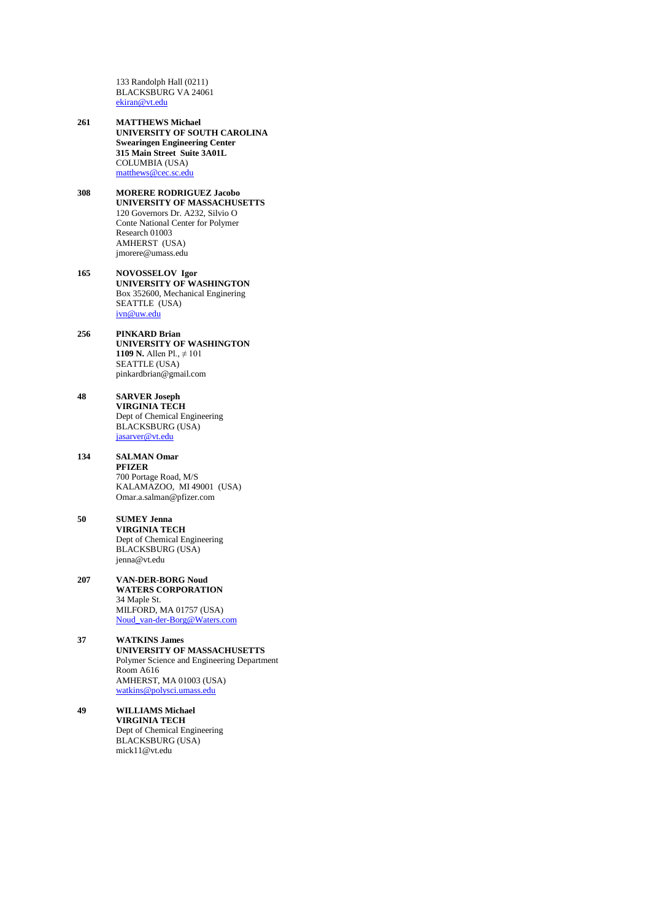133 Randolph Hall (0211)
BLACKSBURG VA 24061
ekiran@vt.edu

**261** **MATTHEWS Michael**
**UNIVERSITY OF SOUTH CAROLINA**
**Swearingen Engineering Center**
**315 Main Street Suite 3A01L**
COLUMBIA (USA)
matthews@cec.sc.edu

**308** **MORERE RODRIGUEZ Jacobo**
**UNIVERSITY OF MASSACHUSETTS**
120 Governors Dr. A232, Silvio O
Conte National Center for Polymer
Research 01003
AMHERST (USA)
jmorere@umass.edu

**165** **NOVOSSELOV Igor**
**UNIVERSITY OF WASHINGTON**
Box 352600, Mechanical Enginering
SEATTLE (USA)
ivn@uw.edu

**256** **PINKARD Brian**
**UNIVERSITY OF WASHINGTON**
**1109 N.** Allen Pl., ≠ 101
SEATTLE (USA)
pinkardbrian@gmail.com

**48** **SARVER Joseph**
**VIRGINIA TECH**
Dept of Chemical Engineering
BLACKSBURG (USA)
jasarver@vt.edu

**134** **SALMAN Omar**
**PFIZER**
700 Portage Road, M/S
KALAMAZOO, MI 49001 (USA)
Omar.a.salman@pfizer.com

**50** **SUMEY Jenna**
**VIRGINIA TECH**
Dept of Chemical Engineering
BLACKSBURG (USA)
jenna@vt.edu

**207** **VAN-DER-BORG Noud**
**WATERS CORPORATION**
34 Maple St.
MILFORD, MA 01757 (USA)
Noud_van-der-Borg@Waters.com

**37** **WATKINS James**
**UNIVERSITY OF MASSACHUSETTS**
Polymer Science and Engineering Department
Room A616
AMHERST, MA 01003 (USA)
watkins@polysci.umass.edu

**49** **WILLIAMS Michael**
**VIRGINIA TECH**
Dept of Chemical Engineering
BLACKSBURG (USA)
mick11@vt.edu